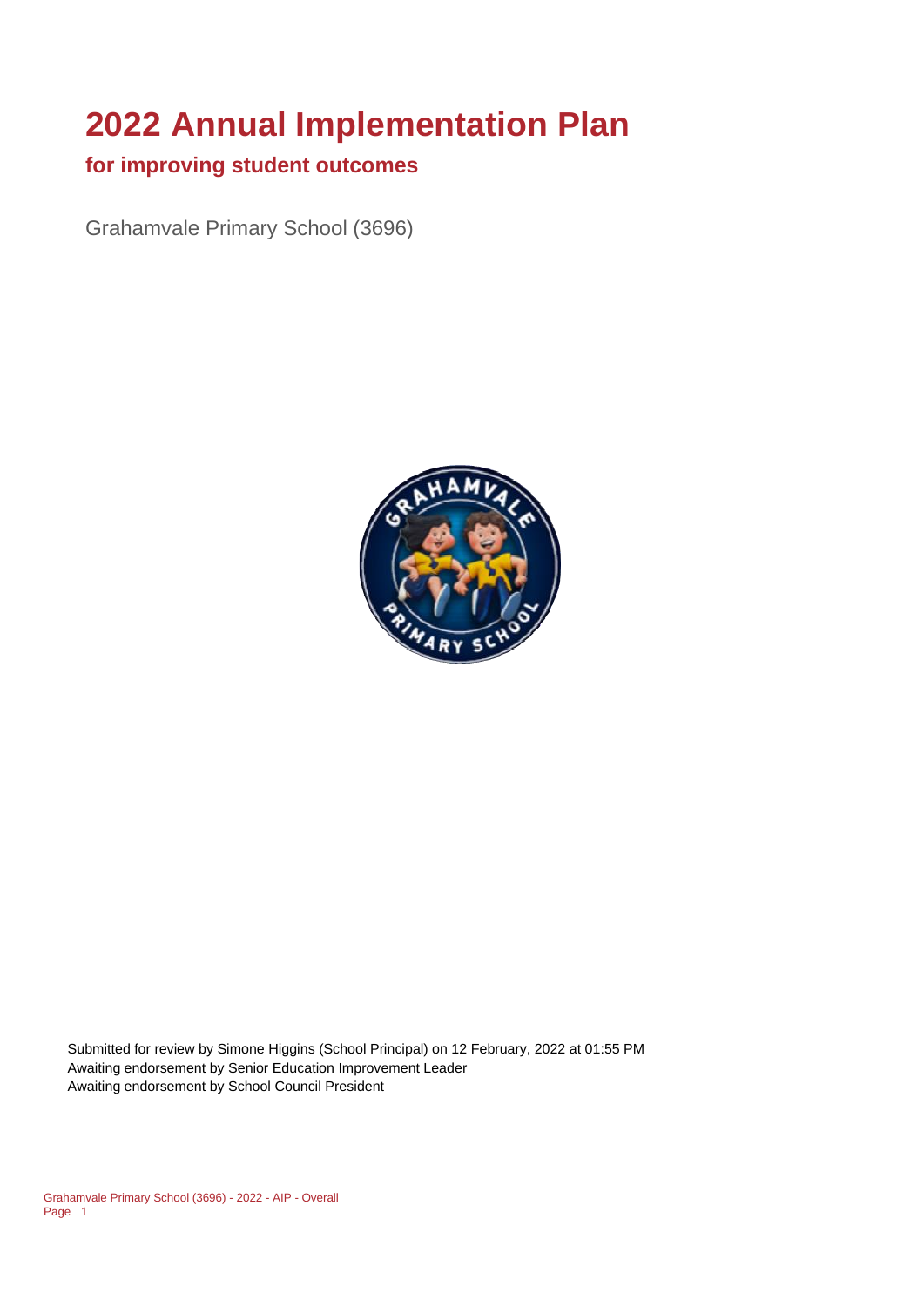# 2022 Annual Implementation Plan

## for improving student outcomes

Grahamvale Primary School (3696)

Submitted for review by Simone Higgins (School Principal) on 12 February, 2022 at 01:55 PM
Awaiting endorsement by Senior Education Improvement Leader
Awaiting endorsement by School Council President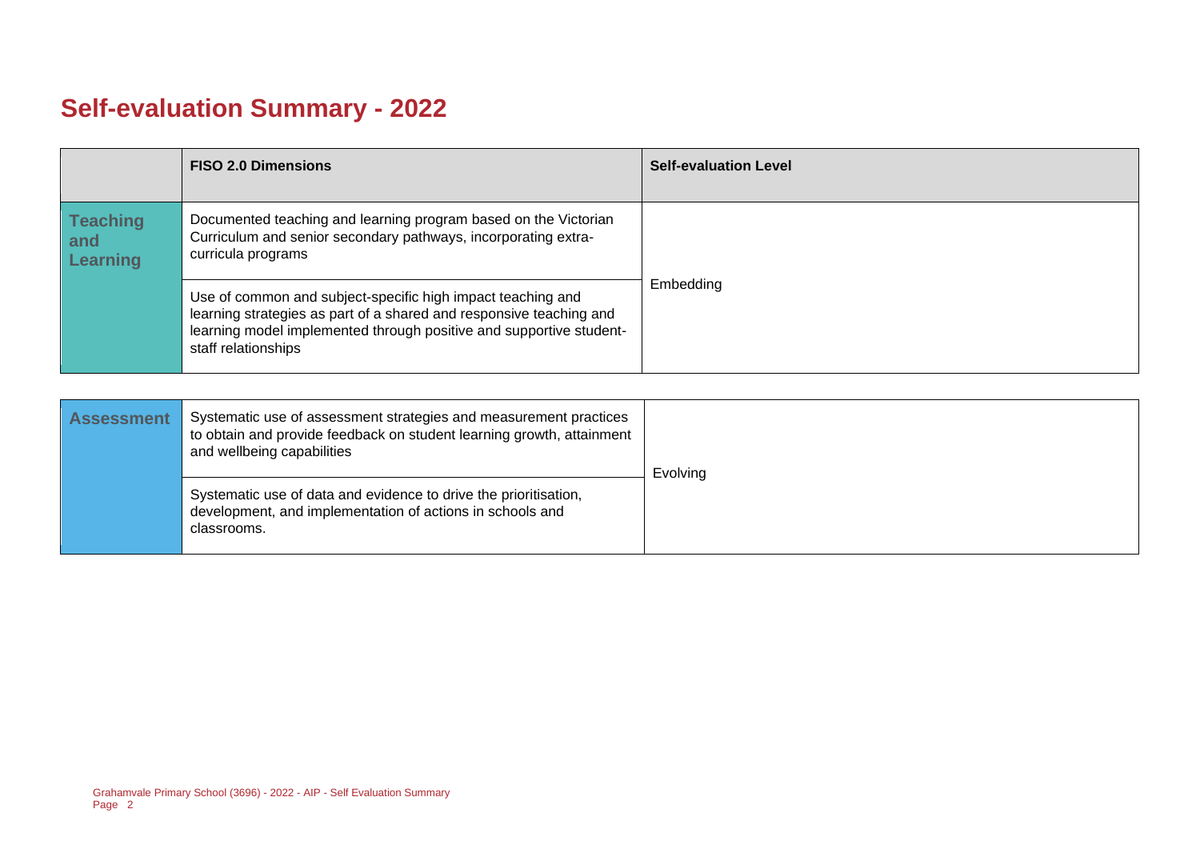# Self-evaluation Summary - 2022

| | FISO 2.0 Dimensions | Self-evaluation Level |
|---|---|---|
| **Teaching and Learning** | Documented teaching and learning program based on the Victorian Curriculum and senior secondary pathways, incorporating extra-curricula programs | Embedding |
| | Use of common and subject-specific high impact teaching and learning strategies as part of a shared and responsive teaching and learning model implemented through positive and supportive student-staff relationships | |

| | | |
|---|---|---|
| **Assessment** | Systematic use of assessment strategies and measurement practices to obtain and provide feedback on student learning growth, attainment and wellbeing capabilities | Evolving |
| | Systematic use of data and evidence to drive the prioritisation, development, and implementation of actions in schools and classrooms. | |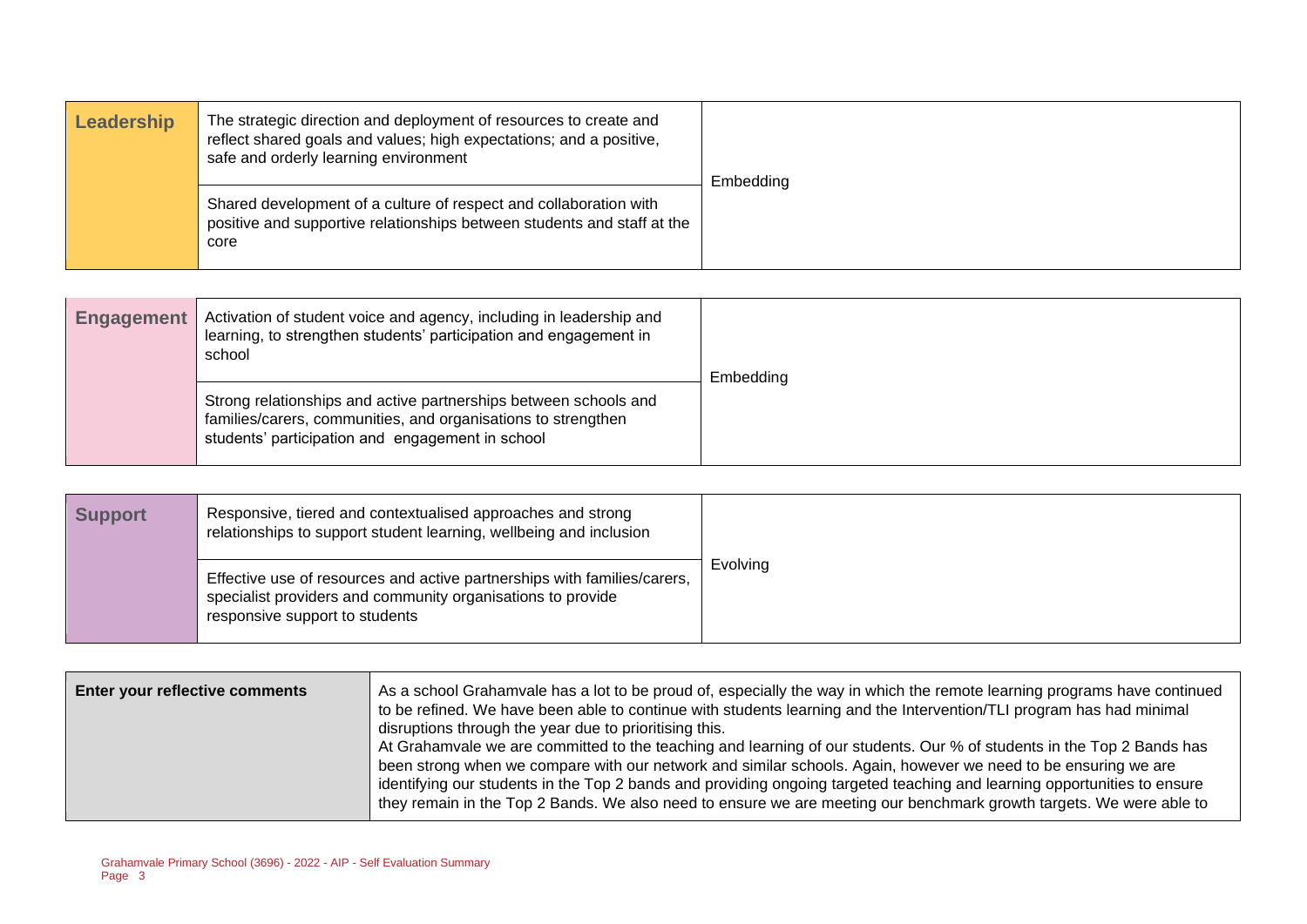| Leadership | | |
|---|---|---|
| Leadership | The strategic direction and deployment of resources to create and reflect shared goals and values; high expectations; and a positive, safe and orderly learning environment | Embedding |
| | Shared development of a culture of respect and collaboration with positive and supportive relationships between students and staff at the core | |

| Engagement | | |
|---|---|---|
| Engagement | Activation of student voice and agency, including in leadership and learning, to strengthen students' participation and engagement in school | Embedding |
| | Strong relationships and active partnerships between schools and families/carers, communities, and organisations to strengthen students' participation and engagement in school | |

| Support | | |
|---|---|---|
| Support | Responsive, tiered and contextualised approaches and strong relationships to support student learning, wellbeing and inclusion | Evolving |
| | Effective use of resources and active partnerships with families/carers, specialist providers and community organisations to provide responsive support to students | |

| Enter your reflective comments | |
|---|---|
| Enter your reflective comments | As a school Grahamvale has a lot to be proud of, especially the way in which the remote learning programs have continued to be refined. We have been able to continue with students learning and the Intervention/TLI program has had minimal disruptions through the year due to prioritising this.<br>At Grahamvale we are committed to the teaching and learning of our students. Our % of students in the Top 2 Bands has been strong when we compare with our network and similar schools. Again, however we need to be ensuring we are identifying our students in the Top 2 bands and providing ongoing targeted teaching and learning opportunities to ensure they remain in the Top 2 Bands. We also need to ensure we are meeting our benchmark growth targets. We were able to |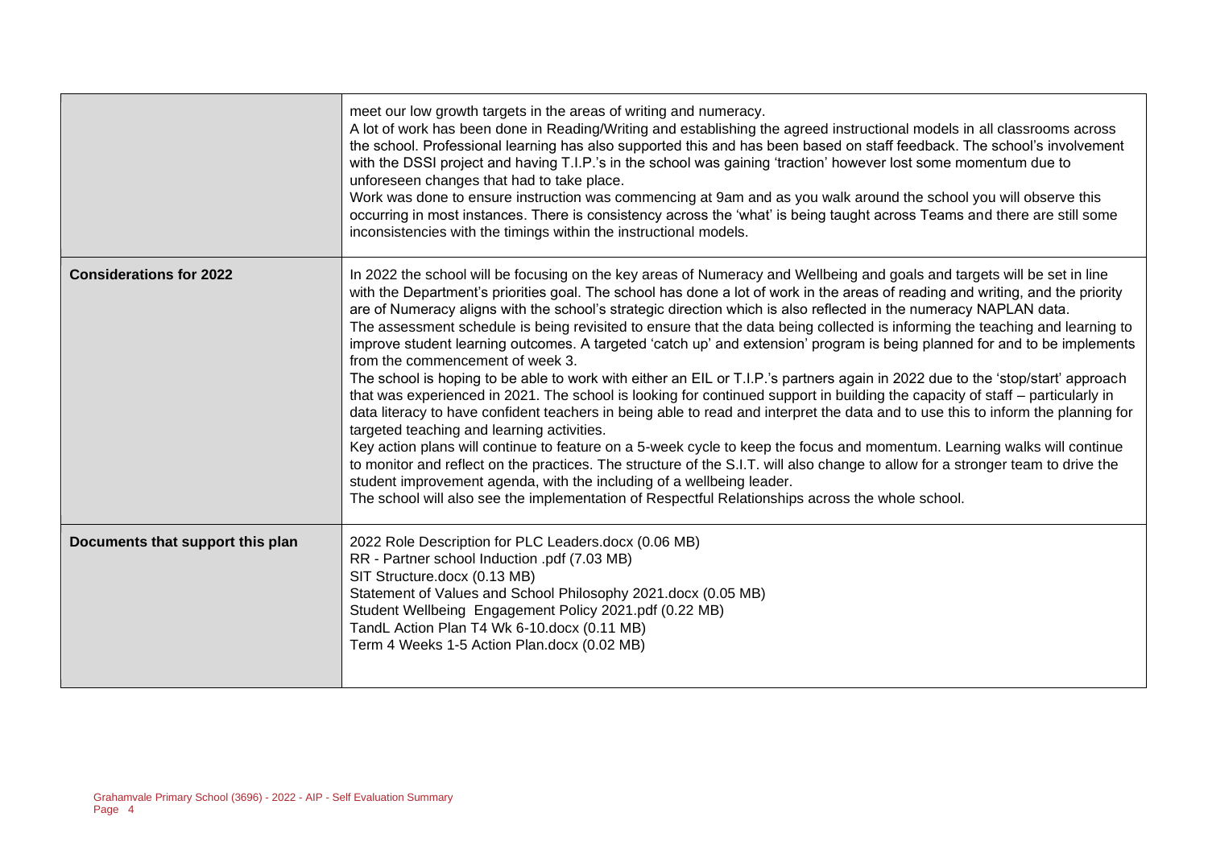| | |
|---|---|
| | meet our low growth targets in the areas of writing and numeracy.<br>A lot of work has been done in Reading/Writing and establishing the agreed instructional models in all classrooms across the school. Professional learning has also supported this and has been based on staff feedback. The school's involvement with the DSSI project and having T.I.P.'s in the school was gaining 'traction' however lost some momentum due to unforeseen changes that had to take place.<br>Work was done to ensure instruction was commencing at 9am and as you walk around the school you will observe this occurring in most instances. There is consistency across the 'what' is being taught across Teams and there are still some inconsistencies with the timings within the instructional models. |
| **Considerations for 2022** | In 2022 the school will be focusing on the key areas of Numeracy and Wellbeing and goals and targets will be set in line with the Department's priorities goal. The school has done a lot of work in the areas of reading and writing, and the priority are of Numeracy aligns with the school's strategic direction which is also reflected in the numeracy NAPLAN data.<br>The assessment schedule is being revisited to ensure that the data being collected is informing the teaching and learning to improve student learning outcomes. A targeted 'catch up' and extension' program is being planned for and to be implements from the commencement of week 3.<br>The school is hoping to be able to work with either an EIL or T.I.P.'s partners again in 2022 due to the 'stop/start' approach that was experienced in 2021. The school is looking for continued support in building the capacity of staff – particularly in data literacy to have confident teachers in being able to read and interpret the data and to use this to inform the planning for targeted teaching and learning activities.<br>Key action plans will continue to feature on a 5-week cycle to keep the focus and momentum. Learning walks will continue to monitor and reflect on the practices. The structure of the S.I.T. will also change to allow for a stronger team to drive the student improvement agenda, with the including of a wellbeing leader.<br>The school will also see the implementation of Respectful Relationships across the whole school. |
| **Documents that support this plan** | 2022 Role Description for PLC Leaders.docx (0.06 MB)<br>RR - Partner school Induction .pdf (7.03 MB)<br>SIT Structure.docx (0.13 MB)<br>Statement of Values and School Philosophy 2021.docx (0.05 MB)<br>Student Wellbeing Engagement Policy 2021.pdf (0.22 MB)<br>TandL Action Plan T4 Wk 6-10.docx (0.11 MB)<br>Term 4 Weeks 1-5 Action Plan.docx (0.02 MB) |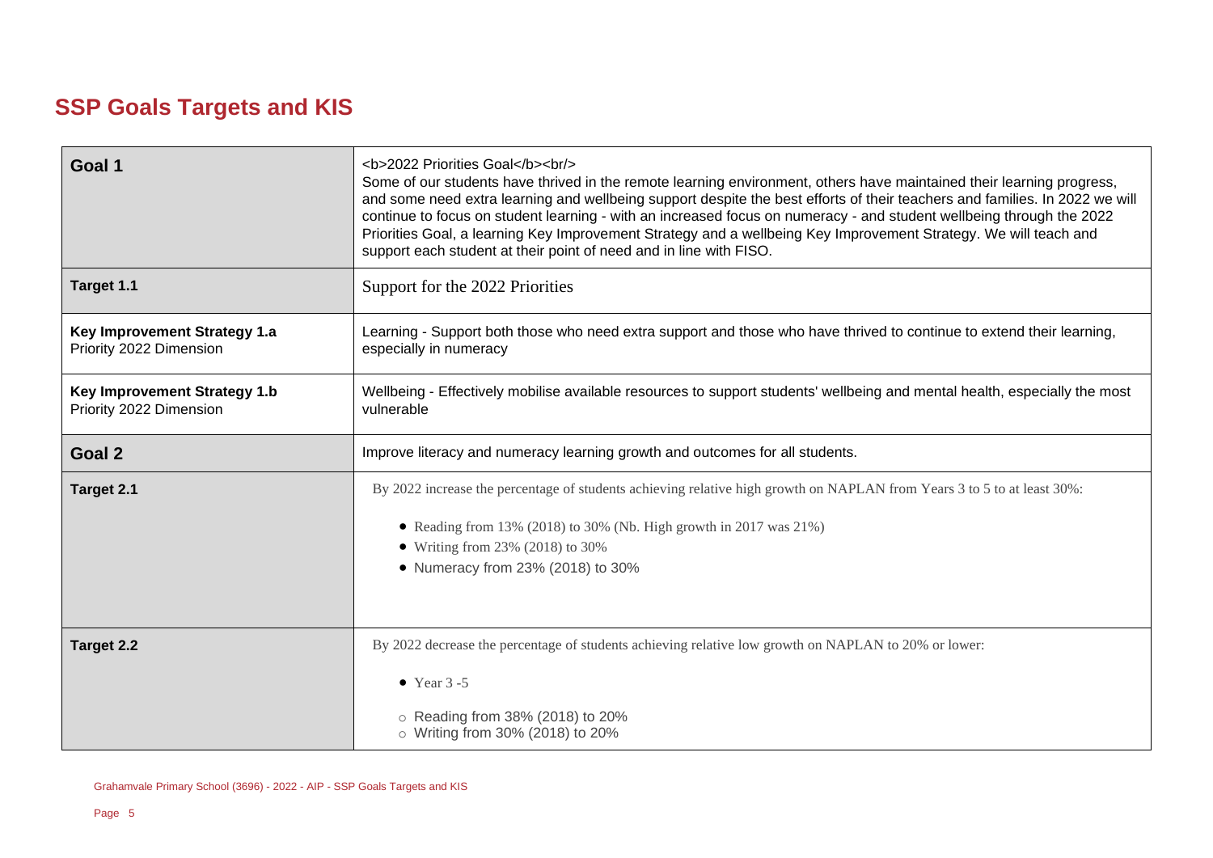## SSP Goals Targets and KIS

| | |
|---|---|
| **Goal 1** | <b>2022 Priorities Goal</b><br/> Some of our students have thrived in the remote learning environment, others have maintained their learning progress, and some need extra learning and wellbeing support despite the best efforts of their teachers and families. In 2022 we will continue to focus on student learning - with an increased focus on numeracy - and student wellbeing through the 2022 Priorities Goal, a learning Key Improvement Strategy and a wellbeing Key Improvement Strategy. We will teach and support each student at their point of need and in line with FISO. |
| **Target 1.1** | Support for the 2022 Priorities |
| **Key Improvement Strategy 1.a**<br>Priority 2022 Dimension | Learning - Support both those who need extra support and those who have thrived to continue to extend their learning, especially in numeracy |
| **Key Improvement Strategy 1.b**<br>Priority 2022 Dimension | Wellbeing - Effectively mobilise available resources to support students' wellbeing and mental health, especially the most vulnerable |
| **Goal 2** | Improve literacy and numeracy learning growth and outcomes for all students. |
| **Target 2.1** | By 2022 increase the percentage of students achieving relative high growth on NAPLAN from Years 3 to 5 to at least 30%:<br><br>• Reading from 13% (2018) to 30% (Nb. High growth in 2017 was 21%)<br>• Writing from 23% (2018) to 30%<br>• Numeracy from 23% (2018) to 30% |
| **Target 2.2** | By 2022 decrease the percentage of students achieving relative low growth on NAPLAN to 20% or lower:<br><br>• Year 3 -5<br><br>○ Reading from 38% (2018) to 20%<br>○ Writing from 30% (2018) to 20% |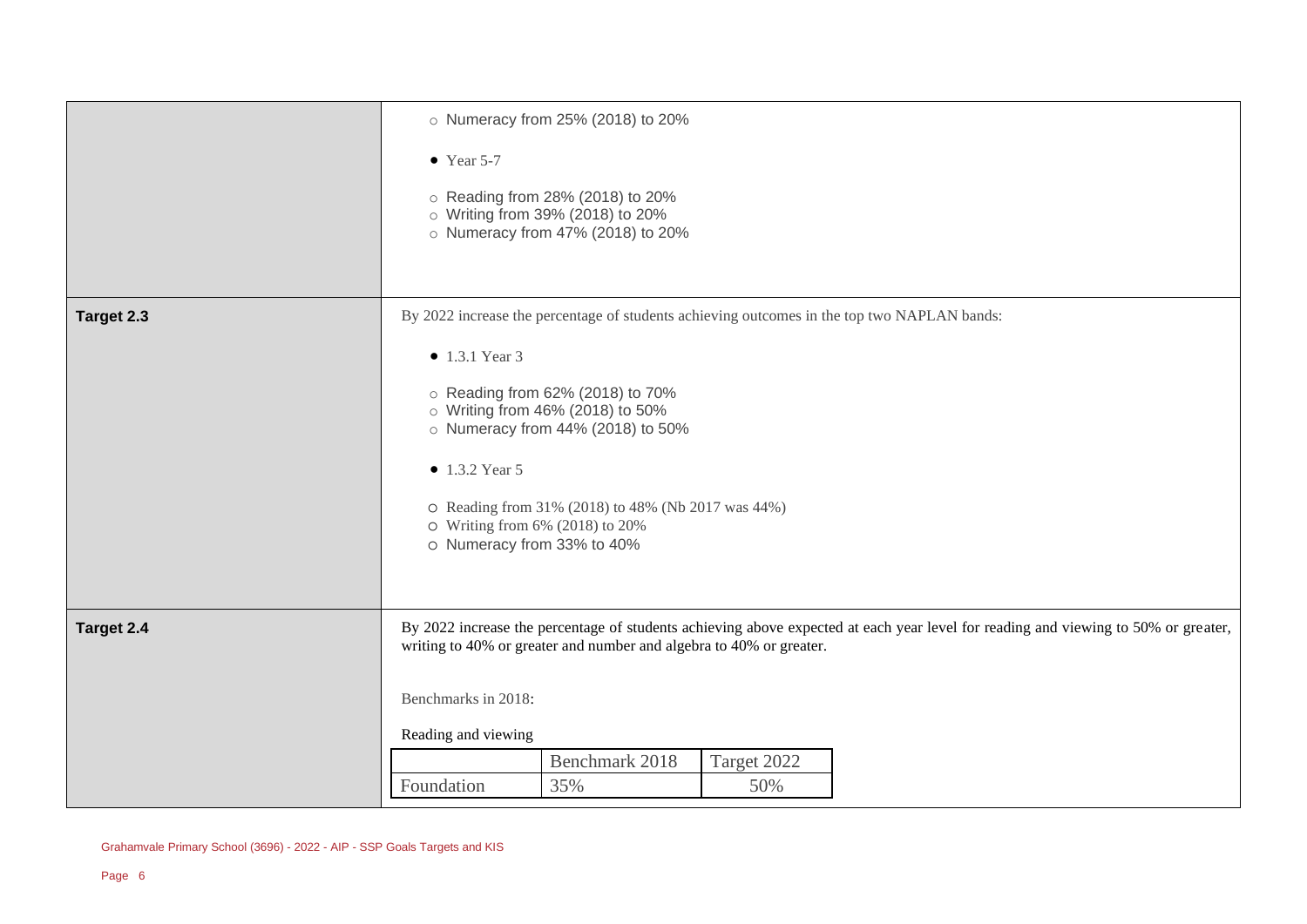| | |
|---|---|
| | ○ Numeracy from 25% (2018) to 20%<br><br>• Year 5-7<br><br>○ Reading from 28% (2018) to 20%<br>○ Writing from 39% (2018) to 20%<br>○ Numeracy from 47% (2018) to 20% |
| **Target 2.3** | By 2022 increase the percentage of students achieving outcomes in the top two NAPLAN bands:<br><br>• 1.3.1 Year 3<br><br>○ Reading from 62% (2018) to 70%<br>○ Writing from 46% (2018) to 50%<br>○ Numeracy from 44% (2018) to 50%<br><br>• 1.3.2 Year 5<br><br>○ Reading from 31% (2018) to 48% (Nb 2017 was 44%)<br>○ Writing from 6% (2018) to 20%<br>○ Numeracy from 33% to 40% |
| **Target 2.4** | By 2022 increase the percentage of students achieving above expected at each year level for reading and viewing to 50% or greater, writing to 40% or greater and number and algebra to 40% or greater.<br><br>Benchmarks in 2018:<br><br>Reading and viewing |

| | Benchmark 2018 | Target 2022 |
|---|---|---|
| Foundation | 35% | 50% |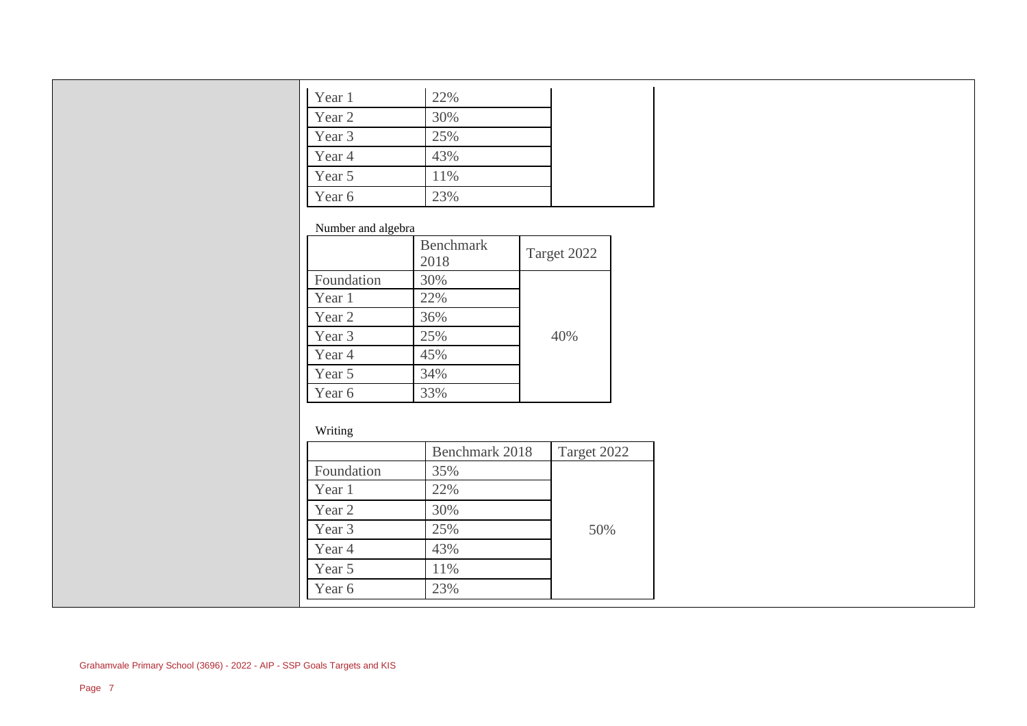| | | |
|---|---|---|
| Year 1 | 22% | |
| Year 2 | 30% | |
| Year 3 | 25% | |
| Year 4 | 43% | |
| Year 5 | 11% | |
| Year 6 | 23% | |

Number and algebra

| | Benchmark 2018 | Target 2022 |
|---|---|---|
| Foundation | 30% | 40% |
| Year 1 | 22% | |
| Year 2 | 36% | |
| Year 3 | 25% | |
| Year 4 | 45% | |
| Year 5 | 34% | |
| Year 6 | 33% | |

Writing

| | Benchmark 2018 | Target 2022 |
|---|---|---|
| Foundation | 35% | 50% |
| Year 1 | 22% | |
| Year 2 | 30% | |
| Year 3 | 25% | |
| Year 4 | 43% | |
| Year 5 | 11% | |
| Year 6 | 23% | |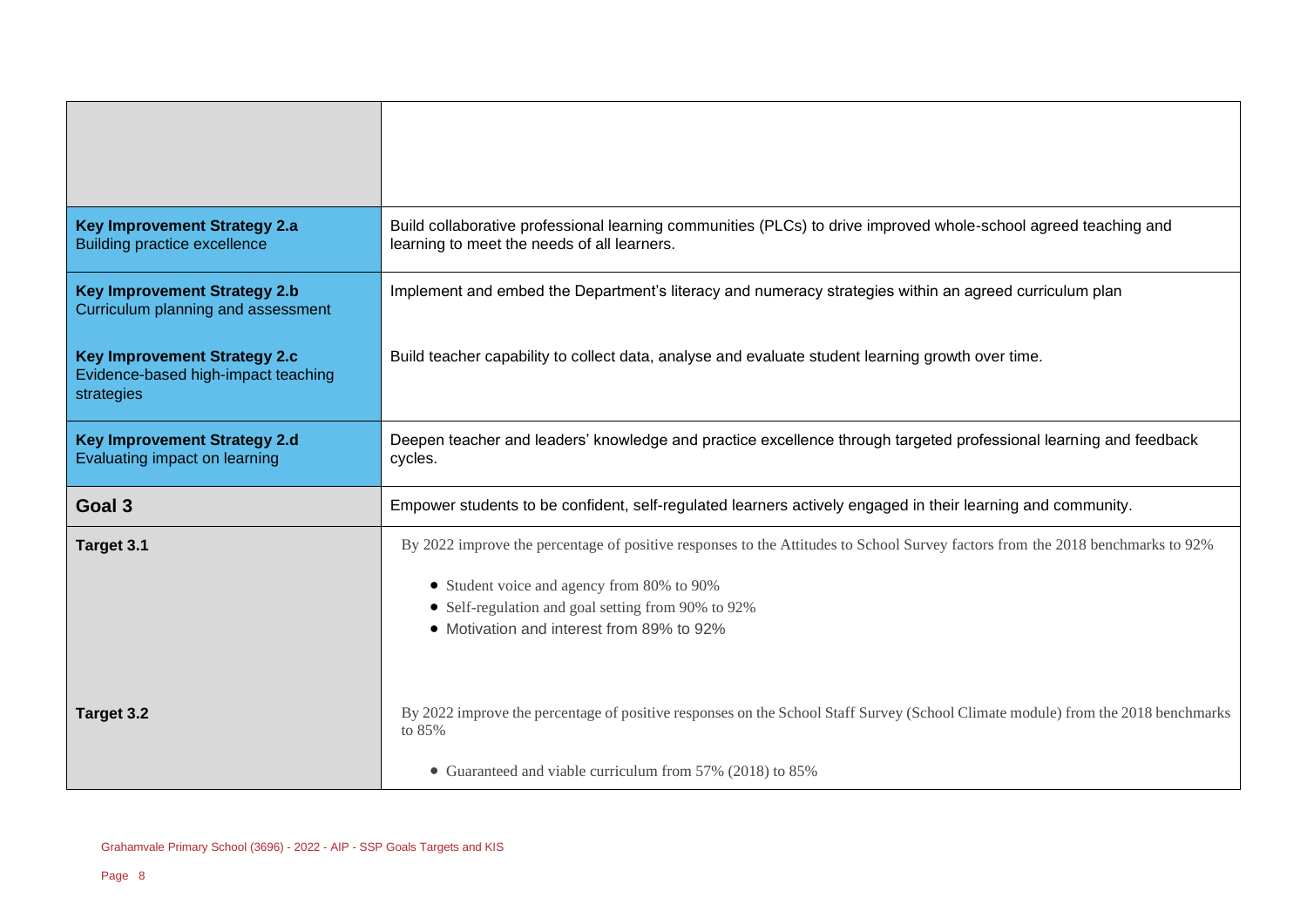| | |
|---|---|
| | |
| **Key Improvement Strategy 2.a**<br>Building practice excellence | Build collaborative professional learning communities (PLCs) to drive improved whole-school agreed teaching and learning to meet the needs of all learners. |
| **Key Improvement Strategy 2.b**<br>Curriculum planning and assessment | Implement and embed the Department's literacy and numeracy strategies within an agreed curriculum plan |
| **Key Improvement Strategy 2.c**<br>Evidence-based high-impact teaching strategies | Build teacher capability to collect data, analyse and evaluate student learning growth over time. |
| **Key Improvement Strategy 2.d**<br>Evaluating impact on learning | Deepen teacher and leaders' knowledge and practice excellence through targeted professional learning and feedback cycles. |
| **Goal 3** | Empower students to be confident, self-regulated learners actively engaged in their learning and community. |
| **Target 3.1** | By 2022 improve the percentage of positive responses to the Attitudes to School Survey factors from the 2018 benchmarks to 92%<br><br>• Student voice and agency from 80% to 90%<br>• Self-regulation and goal setting from 90% to 92%<br>• Motivation and interest from 89% to 92% |
| **Target 3.2** | By 2022 improve the percentage of positive responses on the School Staff Survey (School Climate module) from the 2018 benchmarks to 85%<br><br>• Guaranteed and viable curriculum from 57% (2018) to 85% |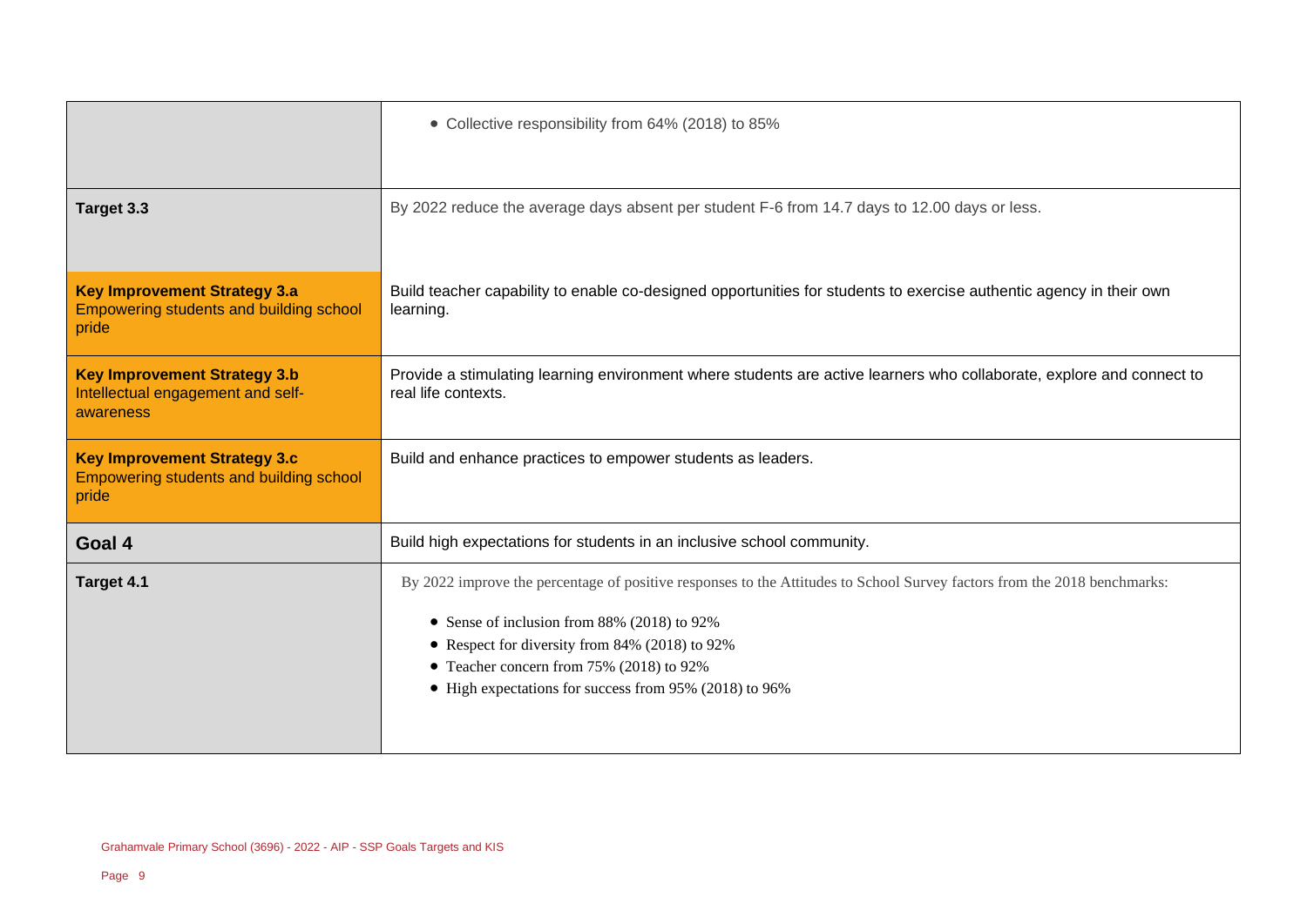| | |
|---|---|
| | • Collective responsibility from 64% (2018) to 85% |
| **Target 3.3** | By 2022 reduce the average days absent per student F-6 from 14.7 days to 12.00 days or less. |
| **Key Improvement Strategy 3.a** Empowering students and building school pride | Build teacher capability to enable co-designed opportunities for students to exercise authentic agency in their own learning. |
| **Key Improvement Strategy 3.b** Intellectual engagement and self-awareness | Provide a stimulating learning environment where students are active learners who collaborate, explore and connect to real life contexts. |
| **Key Improvement Strategy 3.c** Empowering students and building school pride | Build and enhance practices to empower students as leaders. |
| **Goal 4** | Build high expectations for students in an inclusive school community. |
| **Target 4.1** | By 2022 improve the percentage of positive responses to the Attitudes to School Survey factors from the 2018 benchmarks:<br><br>• Sense of inclusion from 88% (2018) to 92%<br>• Respect for diversity from 84% (2018) to 92%<br>• Teacher concern from 75% (2018) to 92%<br>• High expectations for success from 95% (2018) to 96% |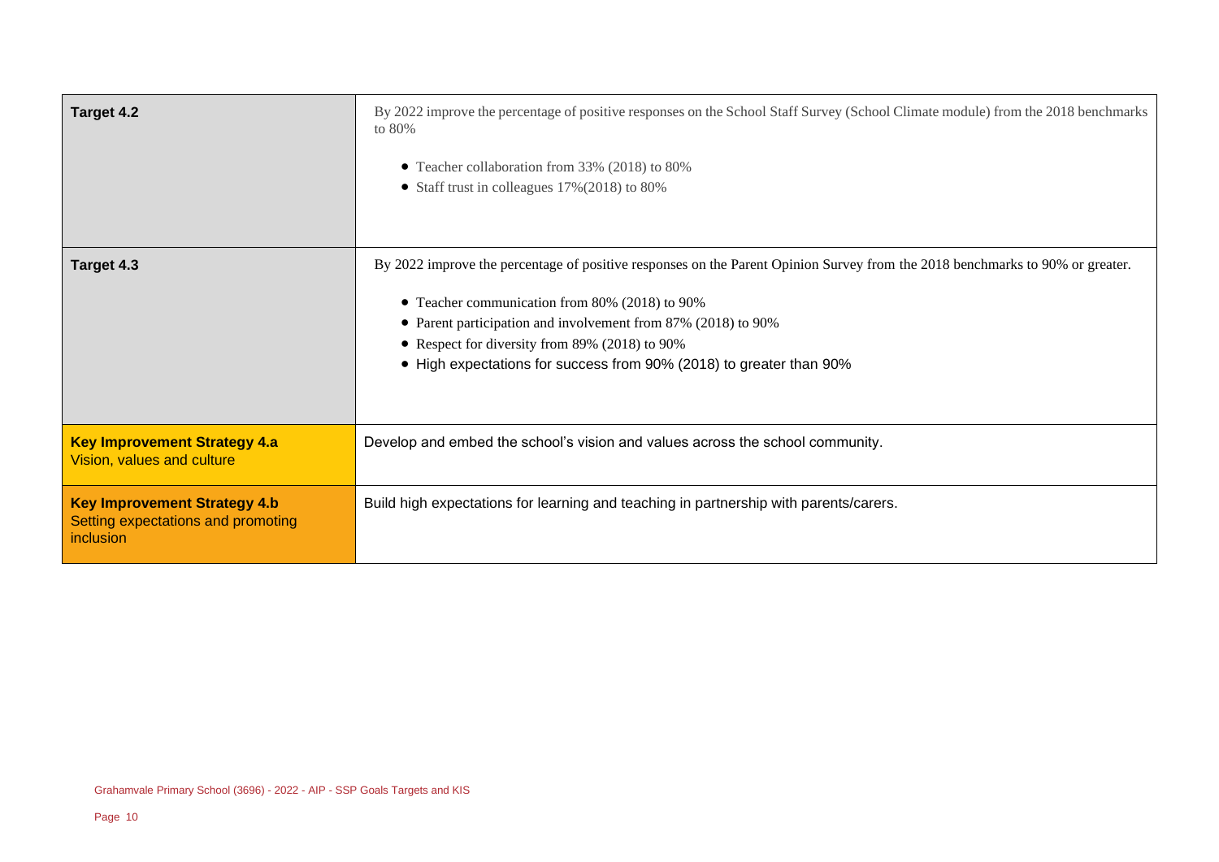| | |
|---|---|
| **Target 4.2** | By 2022 improve the percentage of positive responses on the School Staff Survey (School Climate module) from the 2018 benchmarks to 80%<br><br>• Teacher collaboration from 33% (2018) to 80%<br>• Staff trust in colleagues 17%(2018) to 80% |
| **Target 4.3** | By 2022 improve the percentage of positive responses on the Parent Opinion Survey from the 2018 benchmarks to 90% or greater.<br><br>• Teacher communication from 80% (2018) to 90%<br>• Parent participation and involvement from 87% (2018) to 90%<br>• Respect for diversity from 89% (2018) to 90%<br>• High expectations for success from 90% (2018) to greater than 90% |
| **Key Improvement Strategy 4.a**<br>Vision, values and culture | Develop and embed the school's vision and values across the school community. |
| **Key Improvement Strategy 4.b**<br>Setting expectations and promoting inclusion | Build high expectations for learning and teaching in partnership with parents/carers. |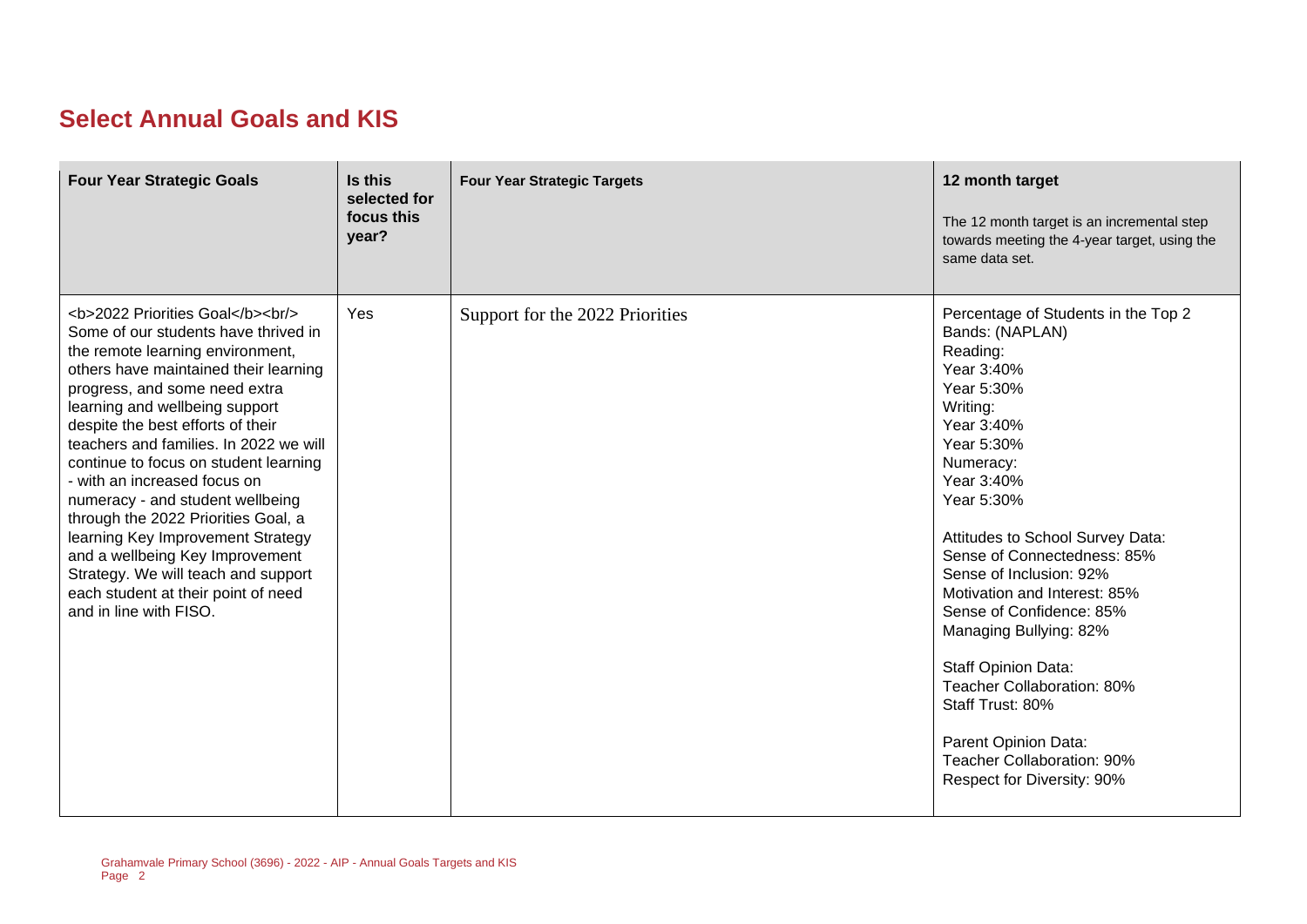## Select Annual Goals and KIS

| Four Year Strategic Goals | Is this selected for focus this year? | Four Year Strategic Targets | 12 month target<br>The 12 month target is an incremental step towards meeting the 4-year target, using the same data set. |
|---|---|---|---|
| <b>2022 Priorities Goal</b><br/> Some of our students have thrived in the remote learning environment, others have maintained their learning progress, and some need extra learning and wellbeing support despite the best efforts of their teachers and families. In 2022 we will continue to focus on student learning - with an increased focus on numeracy - and student wellbeing through the 2022 Priorities Goal, a learning Key Improvement Strategy and a wellbeing Key Improvement Strategy. We will teach and support each student at their point of need and in line with FISO. | Yes | Support for the 2022 Priorities | Percentage of Students in the Top 2 Bands: (NAPLAN)<br>Reading:<br>Year 3:40%<br>Year 5:30%<br>Writing:<br>Year 3:40%<br>Year 5:30%<br>Numeracy:<br>Year 3:40%<br>Year 5:30%<br><br>Attitudes to School Survey Data:<br>Sense of Connectedness: 85%<br>Sense of Inclusion: 92%<br>Motivation and Interest: 85%<br>Sense of Confidence: 85%<br>Managing Bullying: 82%<br><br>Staff Opinion Data:<br>Teacher Collaboration: 80%<br>Staff Trust: 80%<br><br>Parent Opinion Data:<br>Teacher Collaboration: 90%<br>Respect for Diversity: 90% |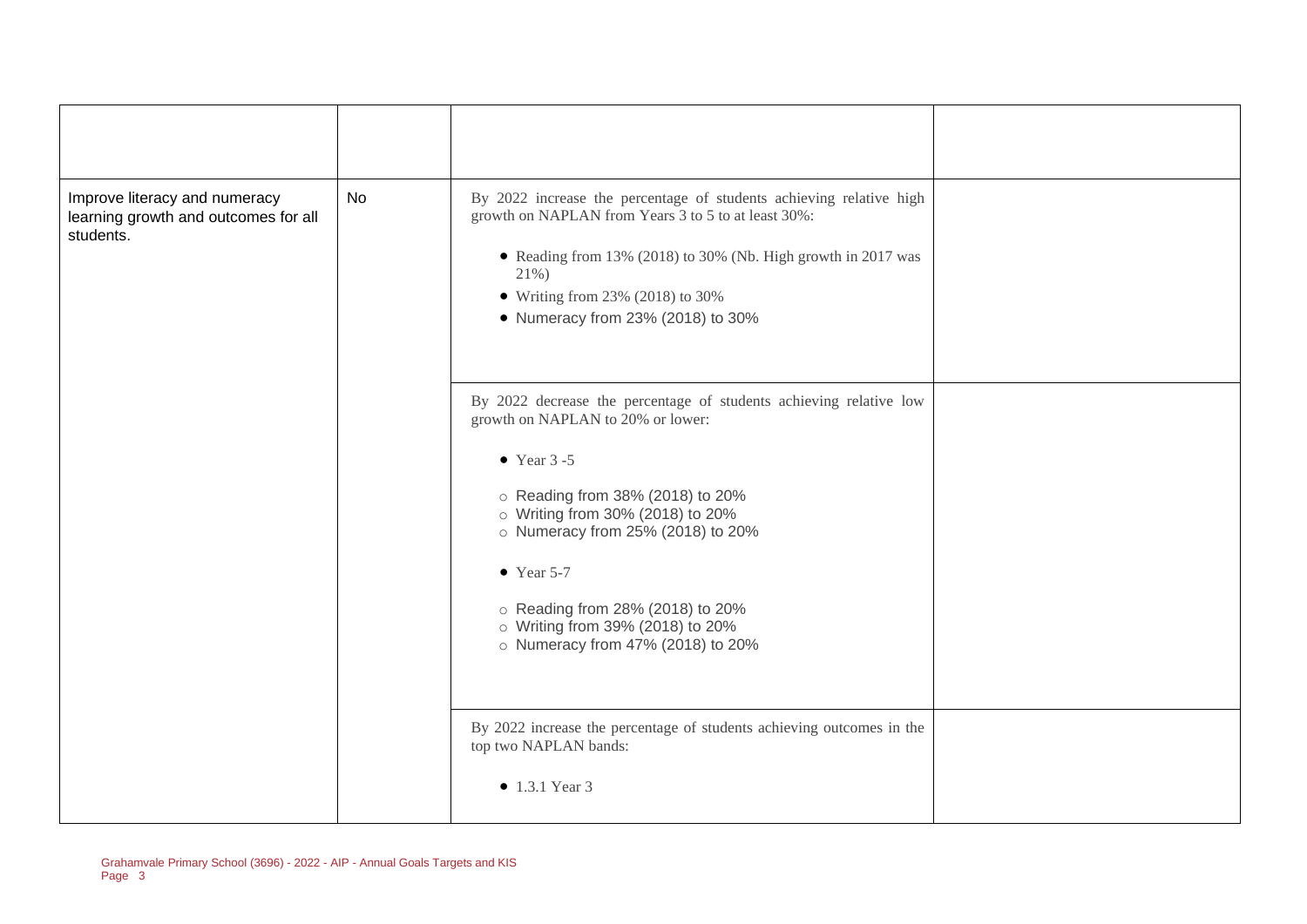| | | | |
|---|---|---|---|
| Improve literacy and numeracy learning growth and outcomes for all students. | No | By 2022 increase the percentage of students achieving relative high growth on NAPLAN from Years 3 to 5 to at least 30%:<br><br>• Reading from 13% (2018) to 30% (Nb. High growth in 2017 was 21%)<br>• Writing from 23% (2018) to 30%<br>• Numeracy from 23% (2018) to 30% | |
| | | By 2022 decrease the percentage of students achieving relative low growth on NAPLAN to 20% or lower:<br><br>• Year 3 -5<br><br>○ Reading from 38% (2018) to 20%<br>○ Writing from 30% (2018) to 20%<br>○ Numeracy from 25% (2018) to 20%<br><br>• Year 5-7<br><br>○ Reading from 28% (2018) to 20%<br>○ Writing from 39% (2018) to 20%<br>○ Numeracy from 47% (2018) to 20% | |
| | | By 2022 increase the percentage of students achieving outcomes in the top two NAPLAN bands:<br><br>• 1.3.1 Year 3 | |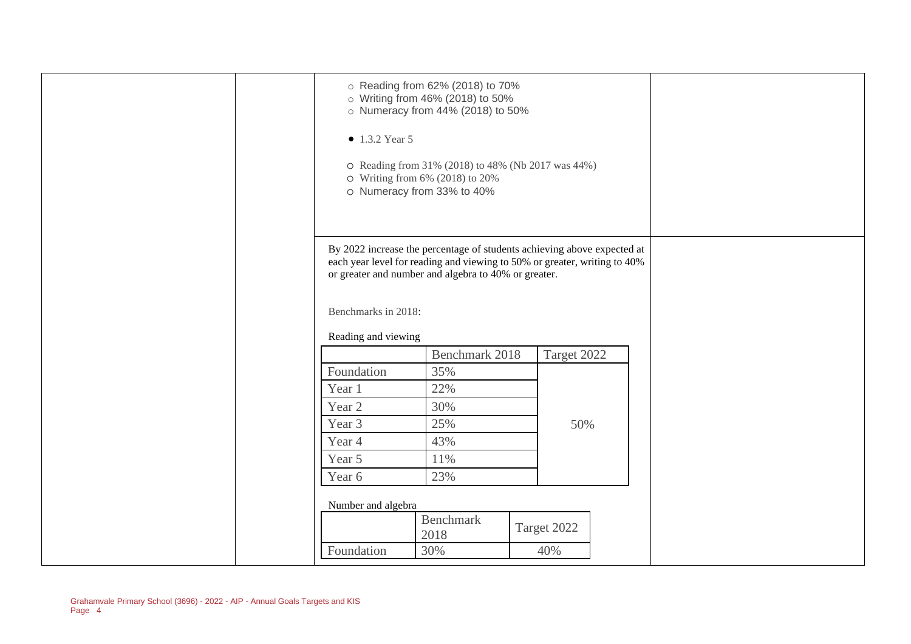- Reading from 62% (2018) to 70%
- Writing from 46% (2018) to 50%
- Numeracy from 44% (2018) to 50%

- 1.3.2 Year 5

  - Reading from 31% (2018) to 48% (Nb 2017 was 44%)
  - Writing from 6% (2018) to 20%
  - Numeracy from 33% to 40%

By 2022 increase the percentage of students achieving above expected at each year level for reading and viewing to 50% or greater, writing to 40% or greater and number and algebra to 40% or greater.

Benchmarks in 2018:

Reading and viewing

| | Benchmark 2018 | Target 2022 |
|---|---|---|
| Foundation | 35% | 50% |
| Year 1 | 22% | |
| Year 2 | 30% | |
| Year 3 | 25% | |
| Year 4 | 43% | |
| Year 5 | 11% | |
| Year 6 | 23% | |

Number and algebra

| | Benchmark 2018 | Target 2022 |
|---|---|---|
| Foundation | 30% | 40% |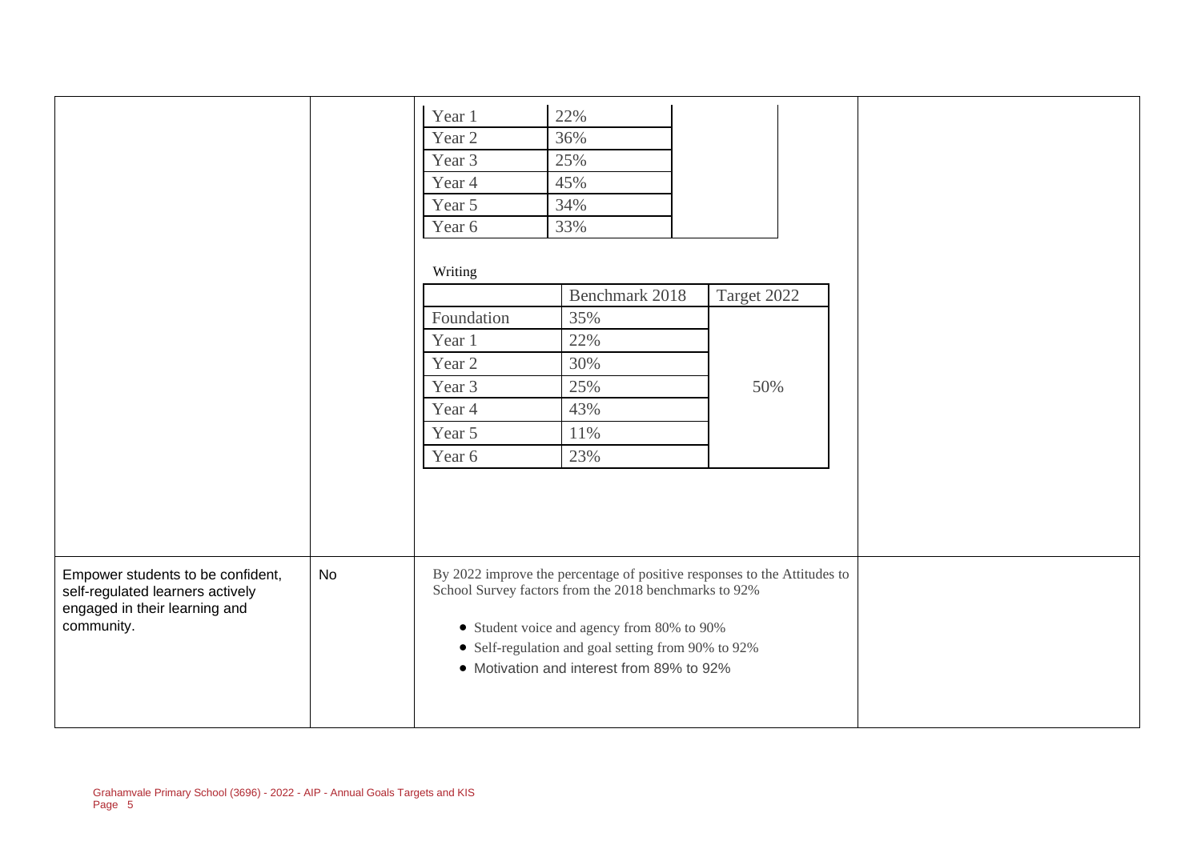| | | | |
|---|---|---|---|
| | | Year 1 \| 22%<br>Year 2 \| 36%<br>Year 3 \| 25%<br>Year 4 \| 45%<br>Year 5 \| 34%<br>Year 6 \| 33% | |
| | | Writing | |
| Empower students to be confident, self-regulated learners actively engaged in their learning and community. | No | By 2022 improve the percentage of positive responses to the Attitudes to School Survey factors from the 2018 benchmarks to 92%<br><br>• Student voice and agency from 80% to 90%<br>• Self-regulation and goal setting from 90% to 92%<br>• Motivation and interest from 89% to 92% | |

| | | |
|---|---|---|
| Year 1 | 22% | |
| Year 2 | 36% | |
| Year 3 | 25% | |
| Year 4 | 45% | |
| Year 5 | 34% | |
| Year 6 | 33% | |

Writing

| | Benchmark 2018 | Target 2022 |
|---|---|---|
| Foundation | 35% | 50% |
| Year 1 | 22% | |
| Year 2 | 30% | |
| Year 3 | 25% | |
| Year 4 | 43% | |
| Year 5 | 11% | |
| Year 6 | 23% | |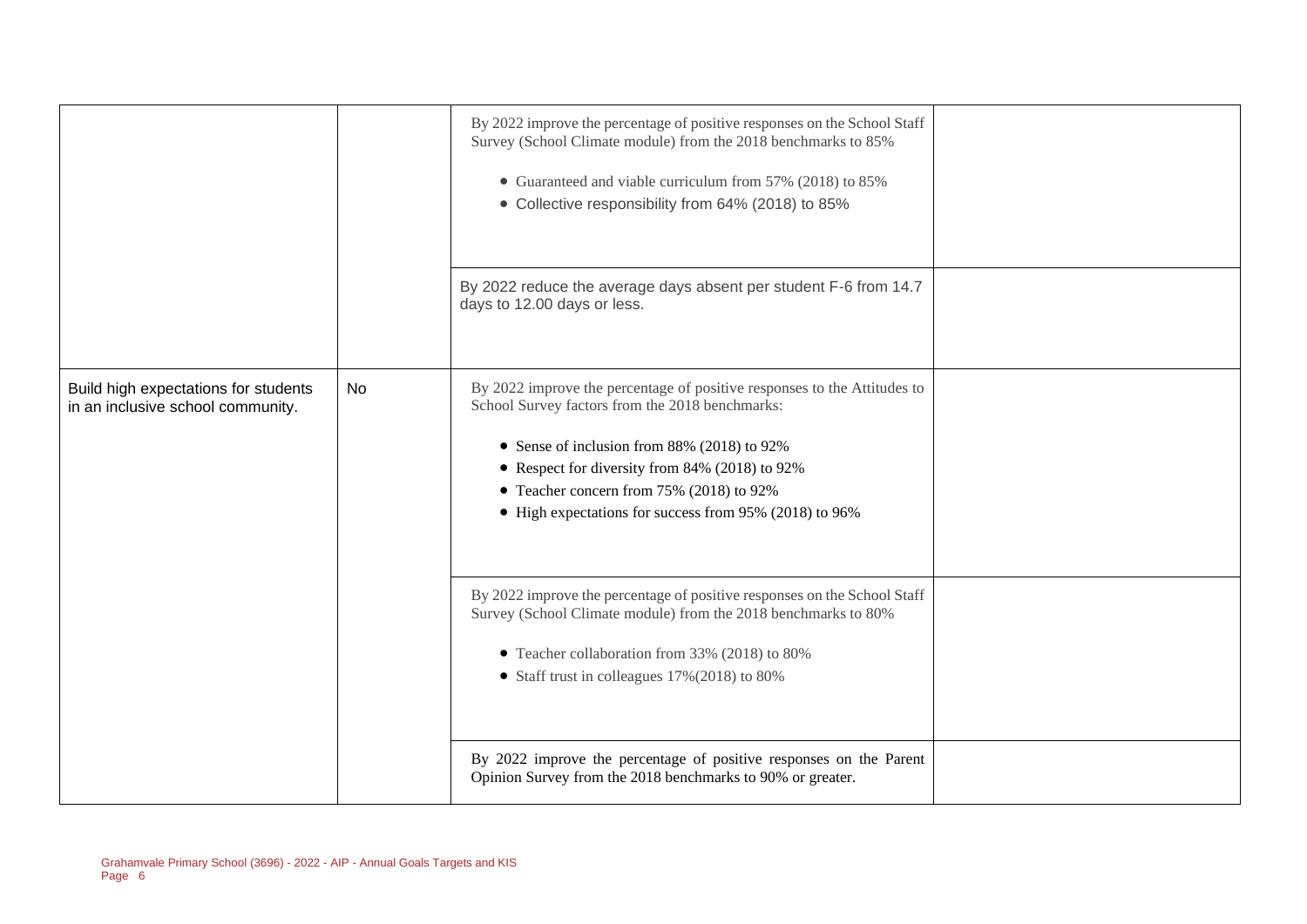| | | | |
|---|---|---|---|
| | | By 2022 improve the percentage of positive responses on the School Staff Survey (School Climate module) from the 2018 benchmarks to 85%<br><br>• Guaranteed and viable curriculum from 57% (2018) to 85%<br>• Collective responsibility from 64% (2018) to 85% | |
| | | By 2022 reduce the average days absent per student F-6 from 14.7 days to 12.00 days or less. | |
| Build high expectations for students in an inclusive school community. | No | By 2022 improve the percentage of positive responses to the Attitudes to School Survey factors from the 2018 benchmarks:<br><br>• Sense of inclusion from 88% (2018) to 92%<br>• Respect for diversity from 84% (2018) to 92%<br>• Teacher concern from 75% (2018) to 92%<br>• High expectations for success from 95% (2018) to 96% | |
| | | By 2022 improve the percentage of positive responses on the School Staff Survey (School Climate module) from the 2018 benchmarks to 80%<br><br>• Teacher collaboration from 33% (2018) to 80%<br>• Staff trust in colleagues 17%(2018) to 80% | |
| | | By 2022 improve the percentage of positive responses on the Parent Opinion Survey from the 2018 benchmarks to 90% or greater. | |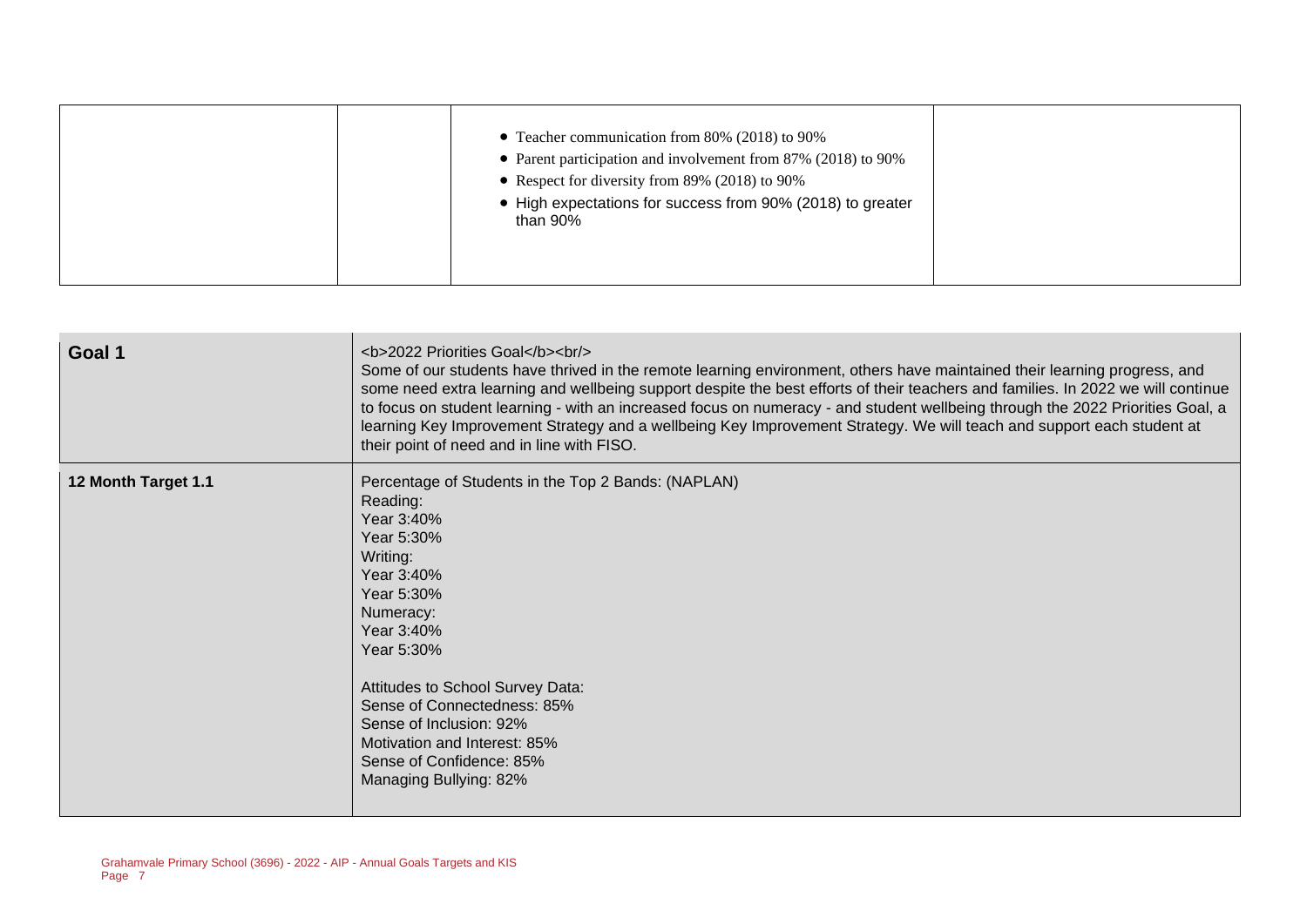| | | | |
|---|---|---|---|
| | | • Teacher communication from 80% (2018) to 90%<br>• Parent participation and involvement from 87% (2018) to 90%<br>• Respect for diversity from 89% (2018) to 90%<br>• High expectations for success from 90% (2018) to greater than 90% | |

| | |
|---|---|
| **Goal 1** | <b>2022 Priorities Goal</b><br/><br>Some of our students have thrived in the remote learning environment, others have maintained their learning progress, and some need extra learning and wellbeing support despite the best efforts of their teachers and families. In 2022 we will continue to focus on student learning - with an increased focus on numeracy - and student wellbeing through the 2022 Priorities Goal, a learning Key Improvement Strategy and a wellbeing Key Improvement Strategy. We will teach and support each student at their point of need and in line with FISO. |
| **12 Month Target 1.1** | Percentage of Students in the Top 2 Bands: (NAPLAN)<br>Reading:<br>Year 3:40%<br>Year 5:30%<br>Writing:<br>Year 3:40%<br>Year 5:30%<br>Numeracy:<br>Year 3:40%<br>Year 5:30%<br><br>Attitudes to School Survey Data:<br>Sense of Connectedness: 85%<br>Sense of Inclusion: 92%<br>Motivation and Interest: 85%<br>Sense of Confidence: 85%<br>Managing Bullying: 82% |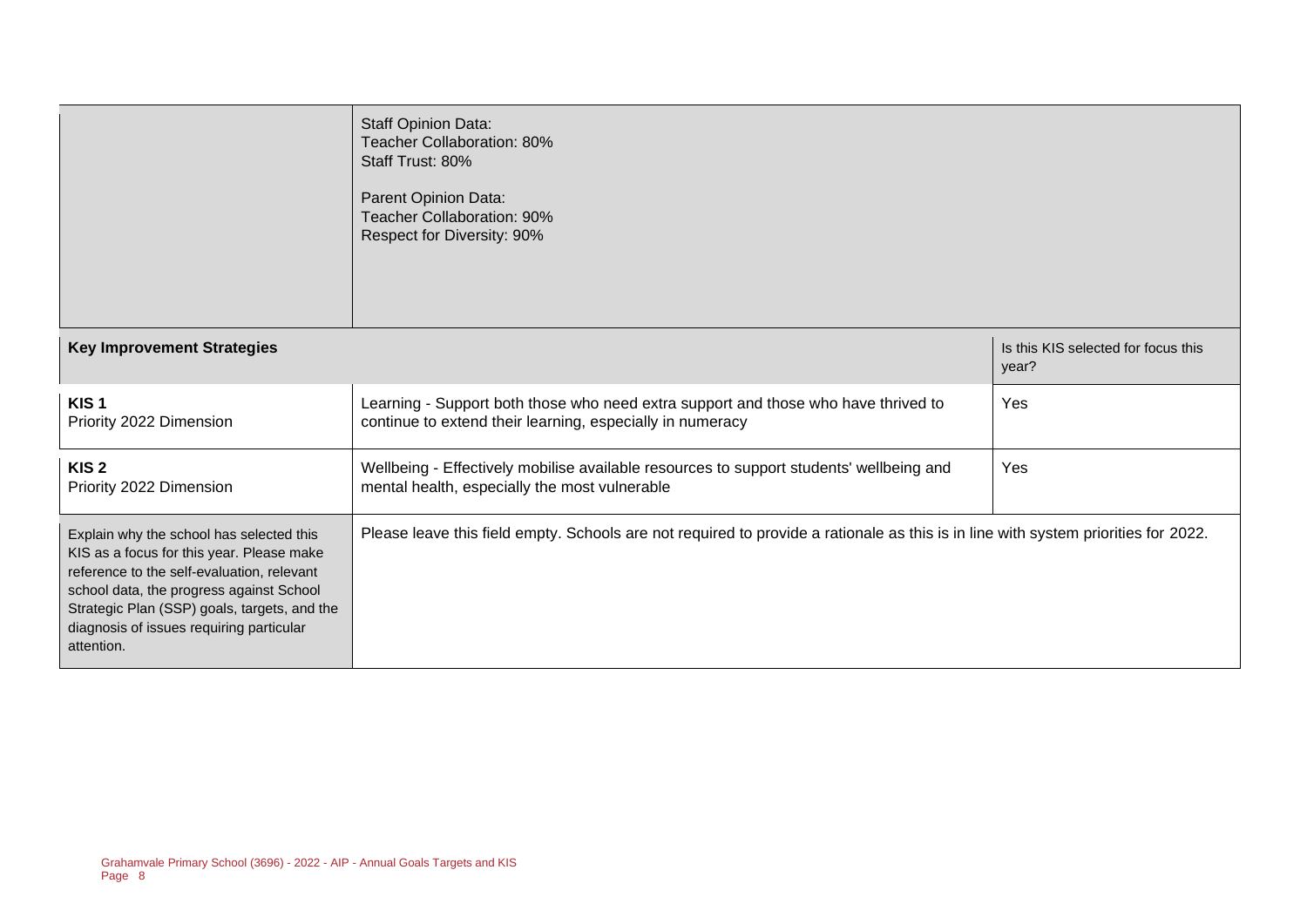| | |
|---|---|
| | Staff Opinion Data:<br>Teacher Collaboration: 80%<br>Staff Trust: 80%<br><br>Parent Opinion Data:<br>Teacher Collaboration: 90%<br>Respect for Diversity: 90% |

| **Key Improvement Strategies** | | Is this KIS selected for focus this year? |
|---|---|---|
| **KIS 1**<br>Priority 2022 Dimension | Learning - Support both those who need extra support and those who have thrived to continue to extend their learning, especially in numeracy | Yes |
| **KIS 2**<br>Priority 2022 Dimension | Wellbeing - Effectively mobilise available resources to support students' wellbeing and mental health, especially the most vulnerable | Yes |
| Explain why the school has selected this KIS as a focus for this year. Please make reference to the self-evaluation, relevant school data, the progress against School Strategic Plan (SSP) goals, targets, and the diagnosis of issues requiring particular attention. | Please leave this field empty. Schools are not required to provide a rationale as this is in line with system priorities for 2022. | |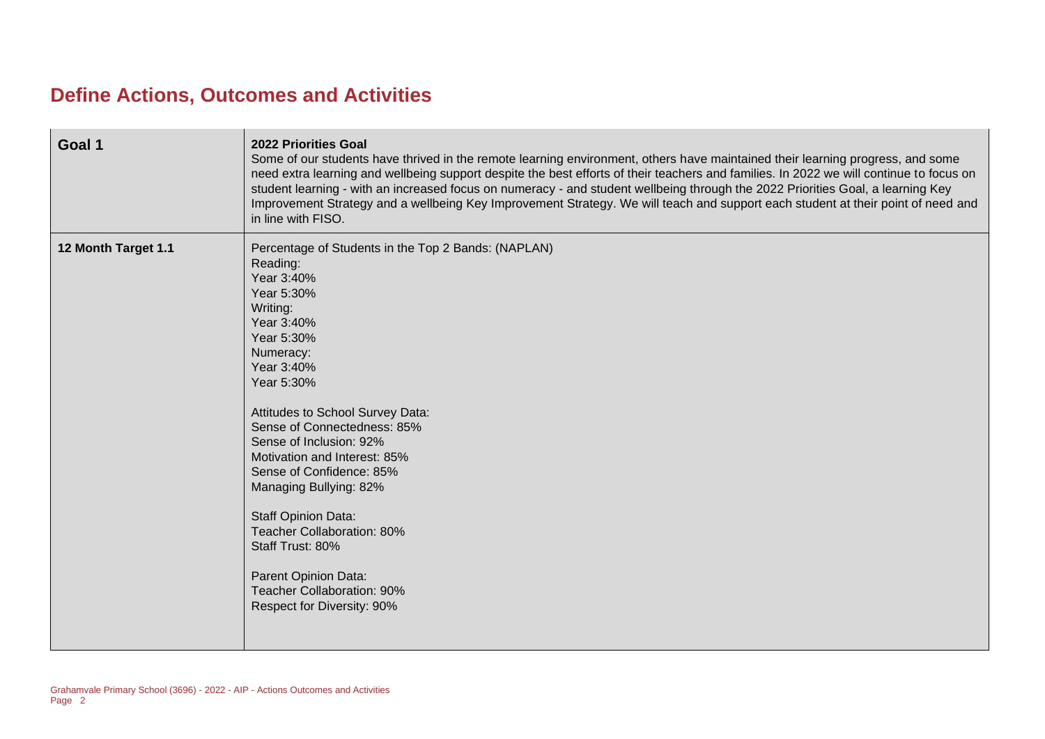# Define Actions, Outcomes and Activities

| Goal 1 | **2022 Priorities Goal**<br>Some of our students have thrived in the remote learning environment, others have maintained their learning progress, and some need extra learning and wellbeing support despite the best efforts of their teachers and families. In 2022 we will continue to focus on student learning - with an increased focus on numeracy - and student wellbeing through the 2022 Priorities Goal, a learning Key Improvement Strategy and a wellbeing Key Improvement Strategy. We will teach and support each student at their point of need and in line with FISO. |
|---|---|
| **12 Month Target 1.1** | Percentage of Students in the Top 2 Bands: (NAPLAN)<br>Reading:<br>Year 3:40%<br>Year 5:30%<br>Writing:<br>Year 3:40%<br>Year 5:30%<br>Numeracy:<br>Year 3:40%<br>Year 5:30%<br><br>Attitudes to School Survey Data:<br>Sense of Connectedness: 85%<br>Sense of Inclusion: 92%<br>Motivation and Interest: 85%<br>Sense of Confidence: 85%<br>Managing Bullying: 82%<br><br>Staff Opinion Data:<br>Teacher Collaboration: 80%<br>Staff Trust: 80%<br><br>Parent Opinion Data:<br>Teacher Collaboration: 90%<br>Respect for Diversity: 90% |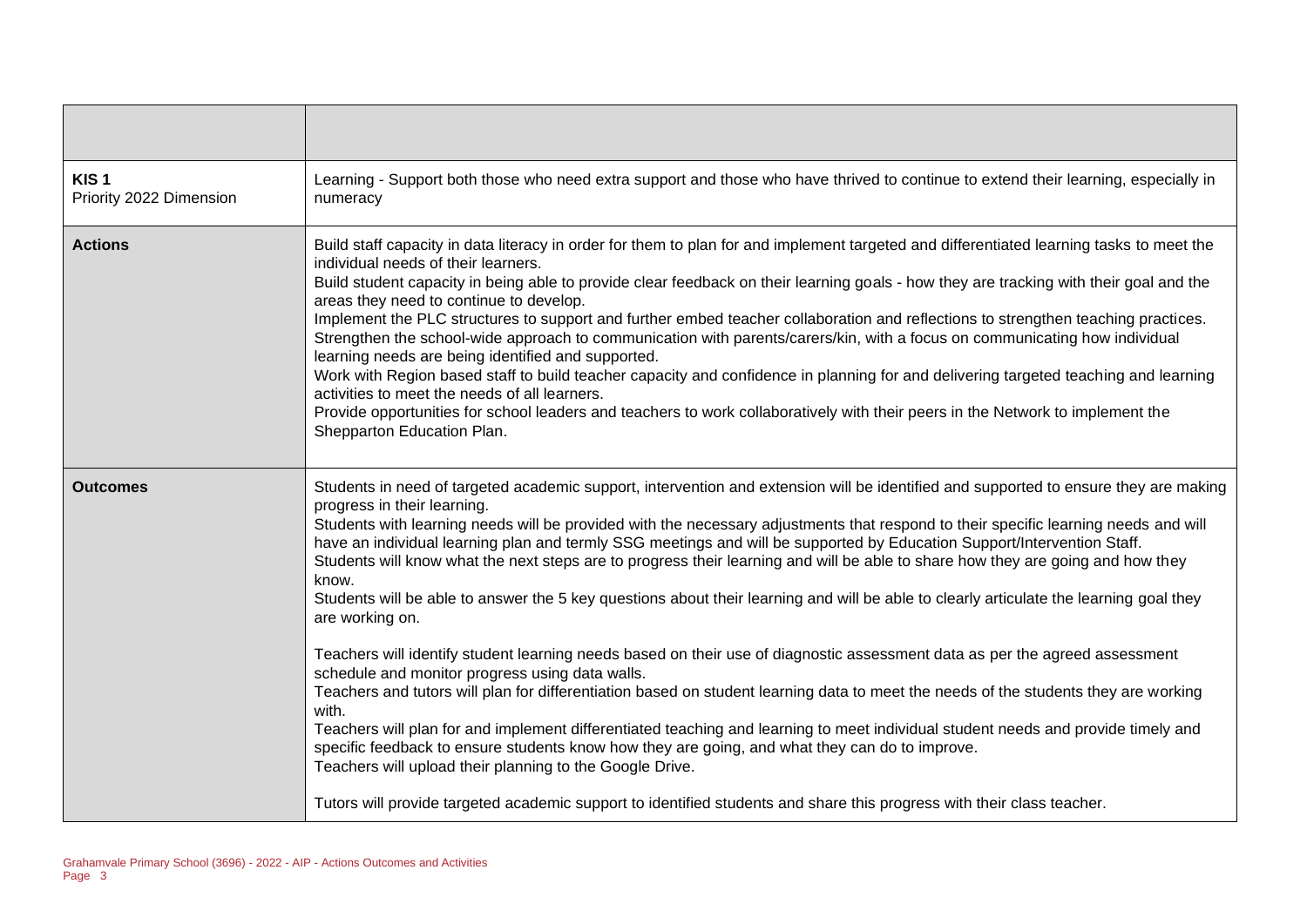| | |
|---|---|
| **KIS 1**<br>Priority 2022 Dimension | Learning - Support both those who need extra support and those who have thrived to continue to extend their learning, especially in numeracy |
| **Actions** | Build staff capacity in data literacy in order for them to plan for and implement targeted and differentiated learning tasks to meet the individual needs of their learners.<br>Build student capacity in being able to provide clear feedback on their learning goals - how they are tracking with their goal and the areas they need to continue to develop.<br>Implement the PLC structures to support and further embed teacher collaboration and reflections to strengthen teaching practices.<br>Strengthen the school-wide approach to communication with parents/carers/kin, with a focus on communicating how individual learning needs are being identified and supported.<br>Work with Region based staff to build teacher capacity and confidence in planning for and delivering targeted teaching and learning activities to meet the needs of all learners.<br>Provide opportunities for school leaders and teachers to work collaboratively with their peers in the Network to implement the Shepparton Education Plan. |
| **Outcomes** | Students in need of targeted academic support, intervention and extension will be identified and supported to ensure they are making progress in their learning.<br>Students with learning needs will be provided with the necessary adjustments that respond to their specific learning needs and will have an individual learning plan and termly SSG meetings and will be supported by Education Support/Intervention Staff.<br>Students will know what the next steps are to progress their learning and will be able to share how they are going and how they know.<br>Students will be able to answer the 5 key questions about their learning and will be able to clearly articulate the learning goal they are working on.<br><br>Teachers will identify student learning needs based on their use of diagnostic assessment data as per the agreed assessment schedule and monitor progress using data walls.<br>Teachers and tutors will plan for differentiation based on student learning data to meet the needs of the students they are working with.<br>Teachers will plan for and implement differentiated teaching and learning to meet individual student needs and provide timely and specific feedback to ensure students know how they are going, and what they can do to improve.<br>Teachers will upload their planning to the Google Drive.<br><br>Tutors will provide targeted academic support to identified students and share this progress with their class teacher. |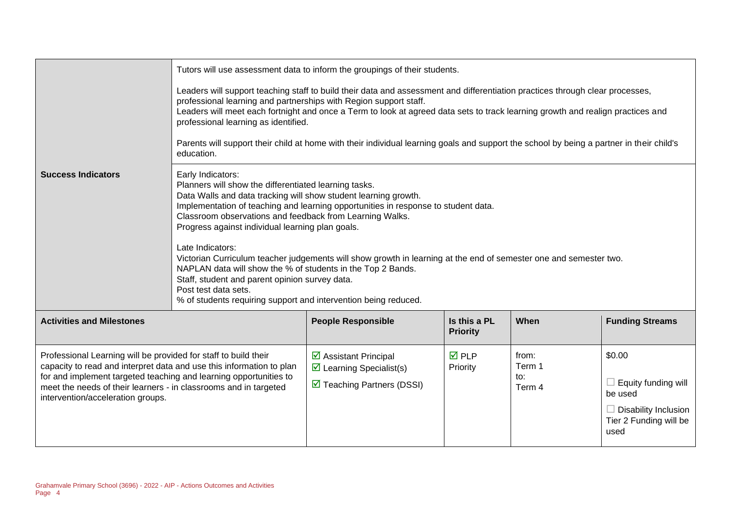| | |
|---|---|
| | Tutors will use assessment data to inform the groupings of their students.<br><br>Leaders will support teaching staff to build their data and assessment and differentiation practices through clear processes, professional learning and partnerships with Region support staff.<br>Leaders will meet each fortnight and once a Term to look at agreed data sets to track learning growth and realign practices and professional learning as identified.<br><br>Parents will support their child at home with their individual learning goals and support the school by being a partner in their child's education. |
| **Success Indicators** | Early Indicators:<br>Planners will show the differentiated learning tasks.<br>Data Walls and data tracking will show student learning growth.<br>Implementation of teaching and learning opportunities in response to student data.<br>Classroom observations and feedback from Learning Walks.<br>Progress against individual learning plan goals.<br><br>Late Indicators:<br>Victorian Curriculum teacher judgements will show growth in learning at the end of semester one and semester two.<br>NAPLAN data will show the % of students in the Top 2 Bands.<br>Staff, student and parent opinion survey data.<br>Post test data sets.<br>% of students requiring support and intervention being reduced. |

| **Activities and Milestones** | **People Responsible** | **Is this a PL Priority** | **When** | **Funding Streams** |
|---|---|---|---|---|
| Professional Learning will be provided for staff to build their capacity to read and interpret data and use this information to plan for and implement targeted teaching and learning opportunities to meet the needs of their learners - in classrooms and in targeted intervention/acceleration groups. | ☑ Assistant Principal<br>☑ Learning Specialist(s)<br>☑ Teaching Partners (DSSI) | ☑ PLP Priority | from:<br>Term 1<br>to:<br>Term 4 | $0.00<br><br>☐ Equity funding will be used<br><br>☐ Disability Inclusion Tier 2 Funding will be used |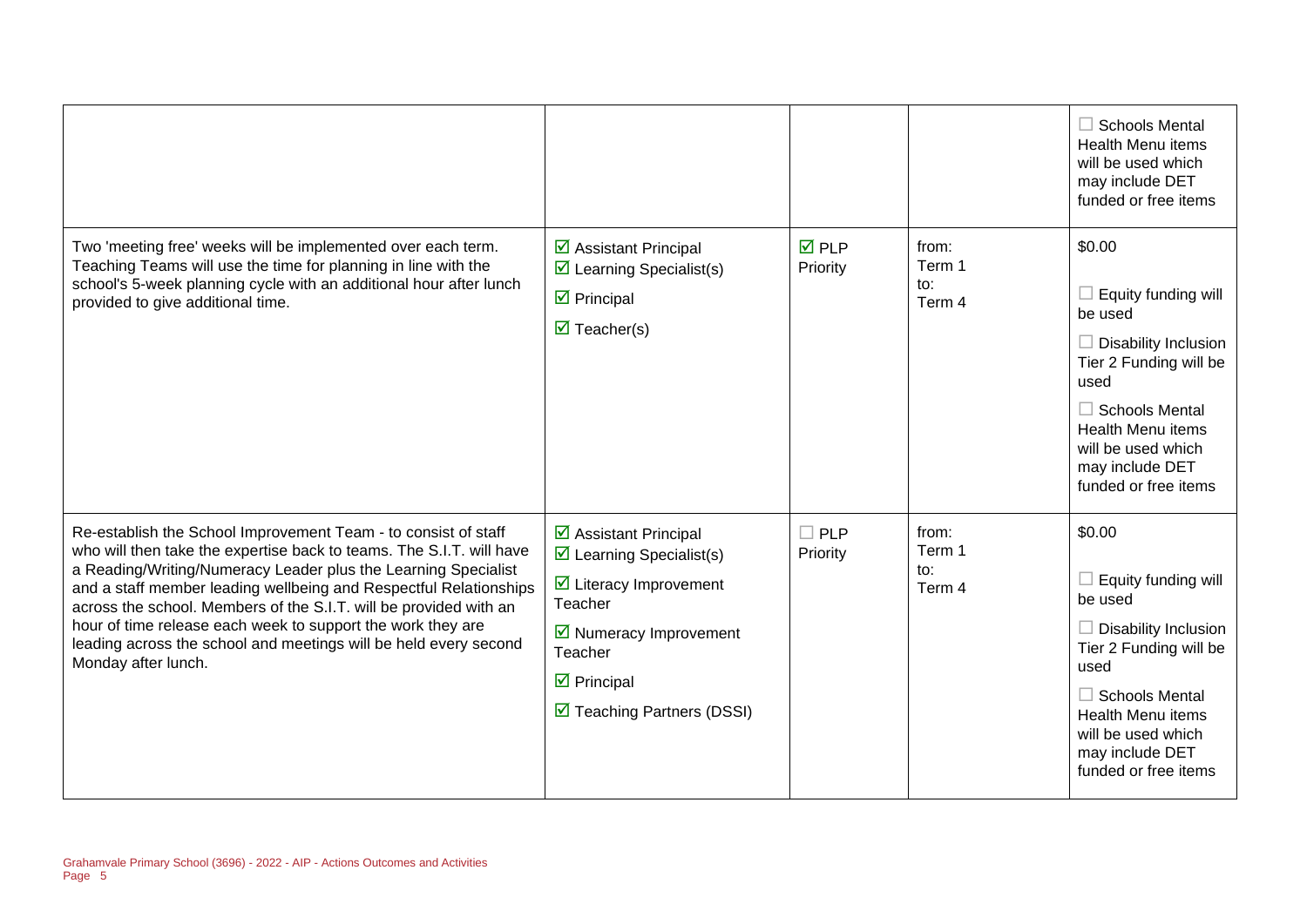| | | | | |
|---|---|---|---|---|
| | | | | ☐ Schools Mental Health Menu items will be used which may include DET funded or free items |
| Two 'meeting free' weeks will be implemented over each term. Teaching Teams will use the time for planning in line with the school's 5-week planning cycle with an additional hour after lunch provided to give additional time. | ☑ Assistant Principal<br>☑ Learning Specialist(s)<br>☑ Principal<br>☑ Teacher(s) | ☑ PLP Priority | from: Term 1<br>to: Term 4 | $0.00<br>☐ Equity funding will be used<br>☐ Disability Inclusion Tier 2 Funding will be used<br>☐ Schools Mental Health Menu items will be used which may include DET funded or free items |
| Re-establish the School Improvement Team - to consist of staff who will then take the expertise back to teams. The S.I.T. will have a Reading/Writing/Numeracy Leader plus the Learning Specialist and a staff member leading wellbeing and Respectful Relationships across the school. Members of the S.I.T. will be provided with an hour of time release each week to support the work they are leading across the school and meetings will be held every second Monday after lunch. | ☑ Assistant Principal<br>☑ Learning Specialist(s)<br>☑ Literacy Improvement Teacher<br>☑ Numeracy Improvement Teacher<br>☑ Principal<br>☑ Teaching Partners (DSSI) | ☐ PLP Priority | from: Term 1<br>to: Term 4 | $0.00<br>☐ Equity funding will be used<br>☐ Disability Inclusion Tier 2 Funding will be used<br>☐ Schools Mental Health Menu items will be used which may include DET funded or free items |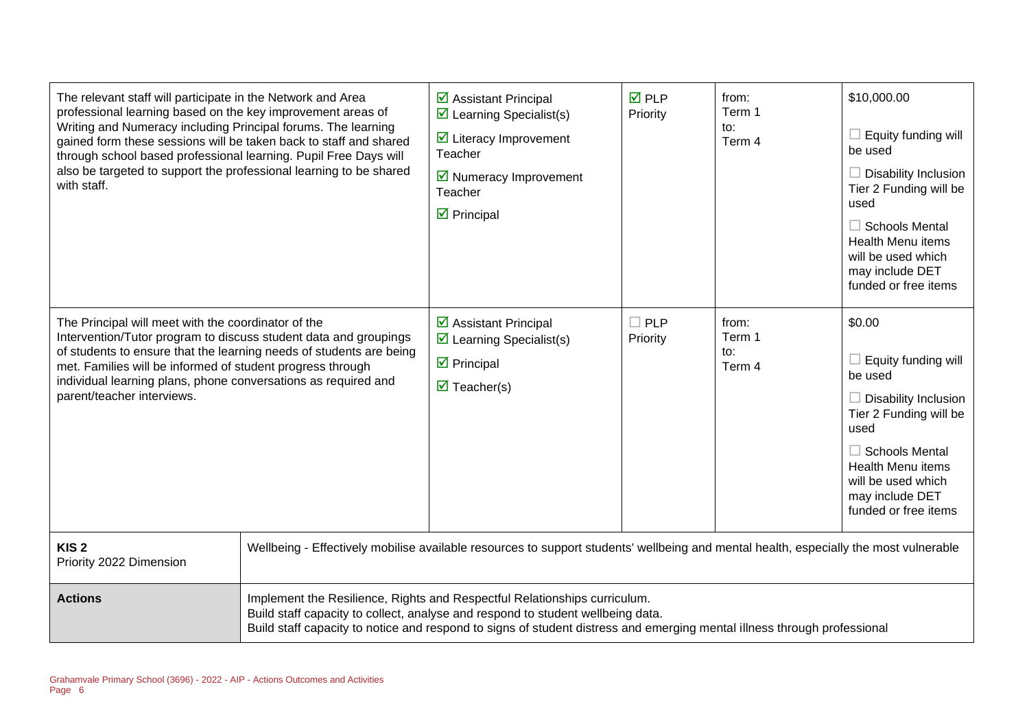| | | | | |
|---|---|---|---|---|
| The relevant staff will participate in the Network and Area professional learning based on the key improvement areas of Writing and Numeracy including Principal forums. The learning gained form these sessions will be taken back to staff and shared through school based professional learning. Pupil Free Days will also be targeted to support the professional learning to be shared with staff. | ☑ Assistant Principal<br>☑ Learning Specialist(s)<br>☑ Literacy Improvement Teacher<br>☑ Numeracy Improvement Teacher<br>☑ Principal | ☑ PLP Priority | from:<br>Term 1<br>to:<br>Term 4 | $10,000.00<br>☐ Equity funding will be used<br>☐ Disability Inclusion Tier 2 Funding will be used<br>☐ Schools Mental Health Menu items will be used which may include DET funded or free items |
| The Principal will meet with the coordinator of the Intervention/Tutor program to discuss student data and groupings of students to ensure that the learning needs of students are being met. Families will be informed of student progress through individual learning plans, phone conversations as required and parent/teacher interviews. | ☑ Assistant Principal<br>☑ Learning Specialist(s)<br>☑ Principal<br>☑ Teacher(s) | ☐ PLP Priority | from:<br>Term 1<br>to:<br>Term 4 | $0.00<br>☐ Equity funding will be used<br>☐ Disability Inclusion Tier 2 Funding will be used<br>☐ Schools Mental Health Menu items will be used which may include DET funded or free items |

| | |
|---|---|
| **KIS 2**<br>Priority 2022 Dimension | Wellbeing - Effectively mobilise available resources to support students' wellbeing and mental health, especially the most vulnerable |
| **Actions** | Implement the Resilience, Rights and Respectful Relationships curriculum.<br>Build staff capacity to collect, analyse and respond to student wellbeing data.<br>Build staff capacity to notice and respond to signs of student distress and emerging mental illness through professional |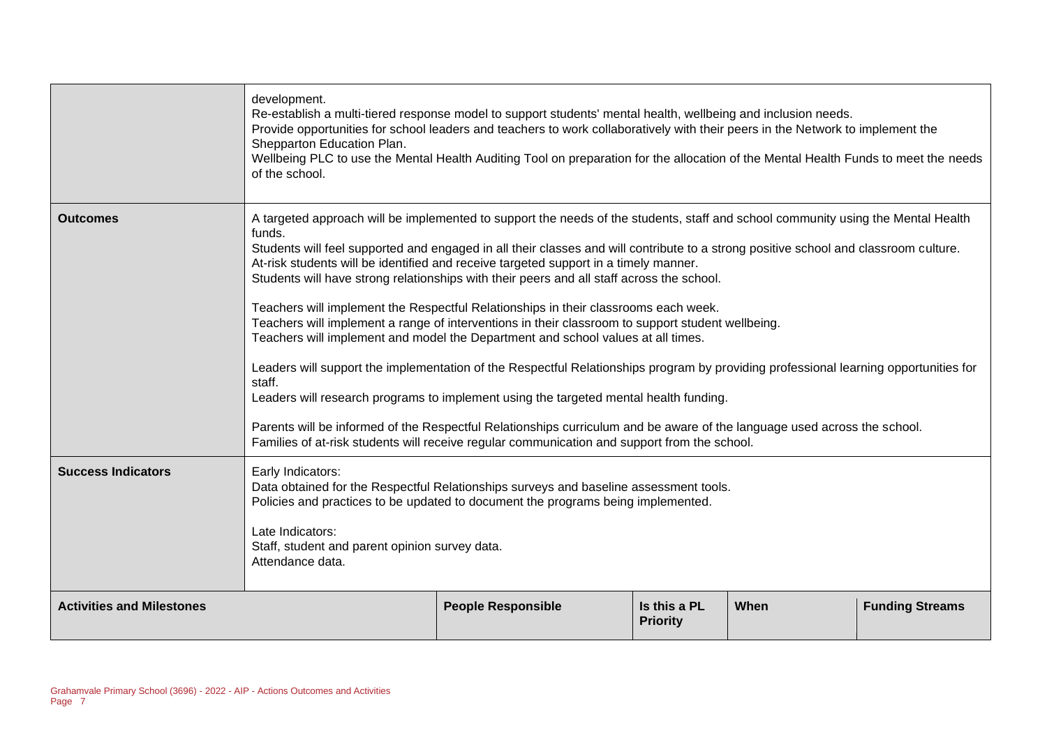| | |
|---|---|
| | development.<br>Re-establish a multi-tiered response model to support students' mental health, wellbeing and inclusion needs.<br>Provide opportunities for school leaders and teachers to work collaboratively with their peers in the Network to implement the Shepparton Education Plan.<br>Wellbeing PLC to use the Mental Health Auditing Tool on preparation for the allocation of the Mental Health Funds to meet the needs of the school. |
| **Outcomes** | A targeted approach will be implemented to support the needs of the students, staff and school community using the Mental Health funds.<br>Students will feel supported and engaged in all their classes and will contribute to a strong positive school and classroom culture.<br>At-risk students will be identified and receive targeted support in a timely manner.<br>Students will have strong relationships with their peers and all staff across the school.<br><br>Teachers will implement the Respectful Relationships in their classrooms each week.<br>Teachers will implement a range of interventions in their classroom to support student wellbeing.<br>Teachers will implement and model the Department and school values at all times.<br><br>Leaders will support the implementation of the Respectful Relationships program by providing professional learning opportunities for staff.<br>Leaders will research programs to implement using the targeted mental health funding.<br><br>Parents will be informed of the Respectful Relationships curriculum and be aware of the language used across the school.<br>Families of at-risk students will receive regular communication and support from the school. |
| **Success Indicators** | Early Indicators:<br>Data obtained for the Respectful Relationships surveys and baseline assessment tools.<br>Policies and practices to be updated to document the programs being implemented.<br><br>Late Indicators:<br>Staff, student and parent opinion survey data.<br>Attendance data. |

| Activities and Milestones | People Responsible | Is this a PL Priority | When | Funding Streams |
|---|---|---|---|---|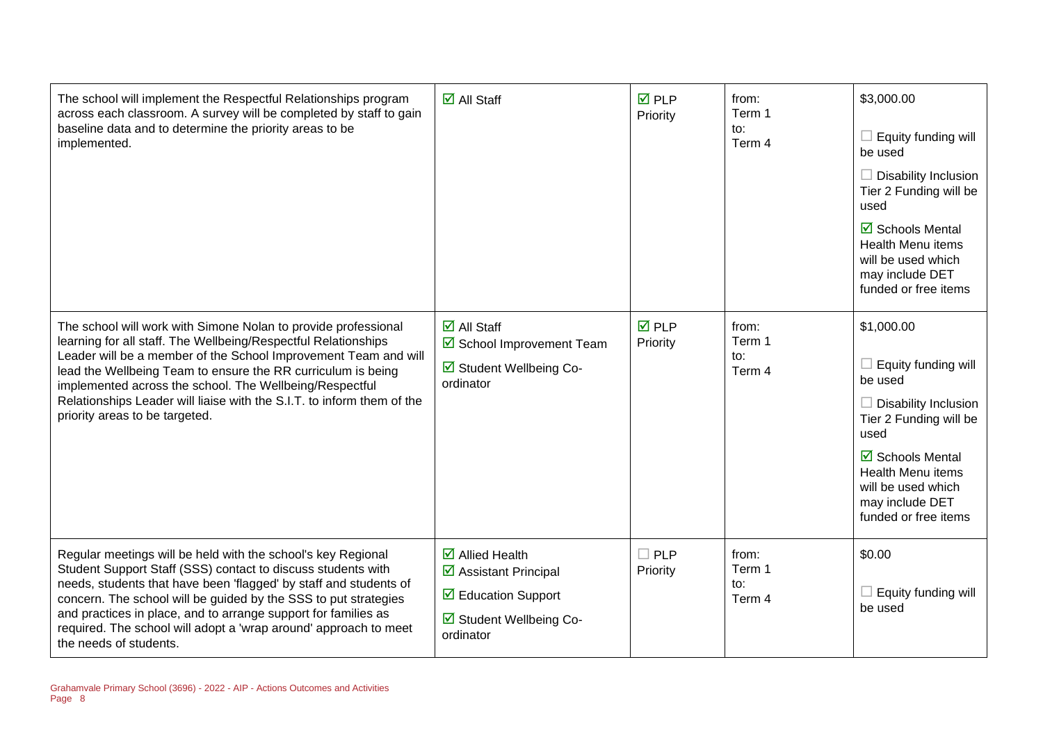| | | | | |
|---|---|---|---|---|
| The school will implement the Respectful Relationships program across each classroom. A survey will be completed by staff to gain baseline data and to determine the priority areas to be implemented. | ☑ All Staff | ☑ PLP Priority | from: Term 1 to: Term 4 | $3,000.00 ☐ Equity funding will be used ☐ Disability Inclusion Tier 2 Funding will be used ☑ Schools Mental Health Menu items will be used which may include DET funded or free items |
| The school will work with Simone Nolan to provide professional learning for all staff. The Wellbeing/Respectful Relationships Leader will be a member of the School Improvement Team and will lead the Wellbeing Team to ensure the RR curriculum is being implemented across the school. The Wellbeing/Respectful Relationships Leader will liaise with the S.I.T. to inform them of the priority areas to be targeted. | ☑ All Staff ☑ School Improvement Team ☑ Student Wellbeing Co-ordinator | ☑ PLP Priority | from: Term 1 to: Term 4 | $1,000.00 ☐ Equity funding will be used ☐ Disability Inclusion Tier 2 Funding will be used ☑ Schools Mental Health Menu items will be used which may include DET funded or free items |
| Regular meetings will be held with the school's key Regional Student Support Staff (SSS) contact to discuss students with needs, students that have been 'flagged' by staff and students of concern. The school will be guided by the SSS to put strategies and practices in place, and to arrange support for families as required. The school will adopt a 'wrap around' approach to meet the needs of students. | ☑ Allied Health ☑ Assistant Principal ☑ Education Support ☑ Student Wellbeing Co-ordinator | ☐ PLP Priority | from: Term 1 to: Term 4 | $0.00 ☐ Equity funding will be used |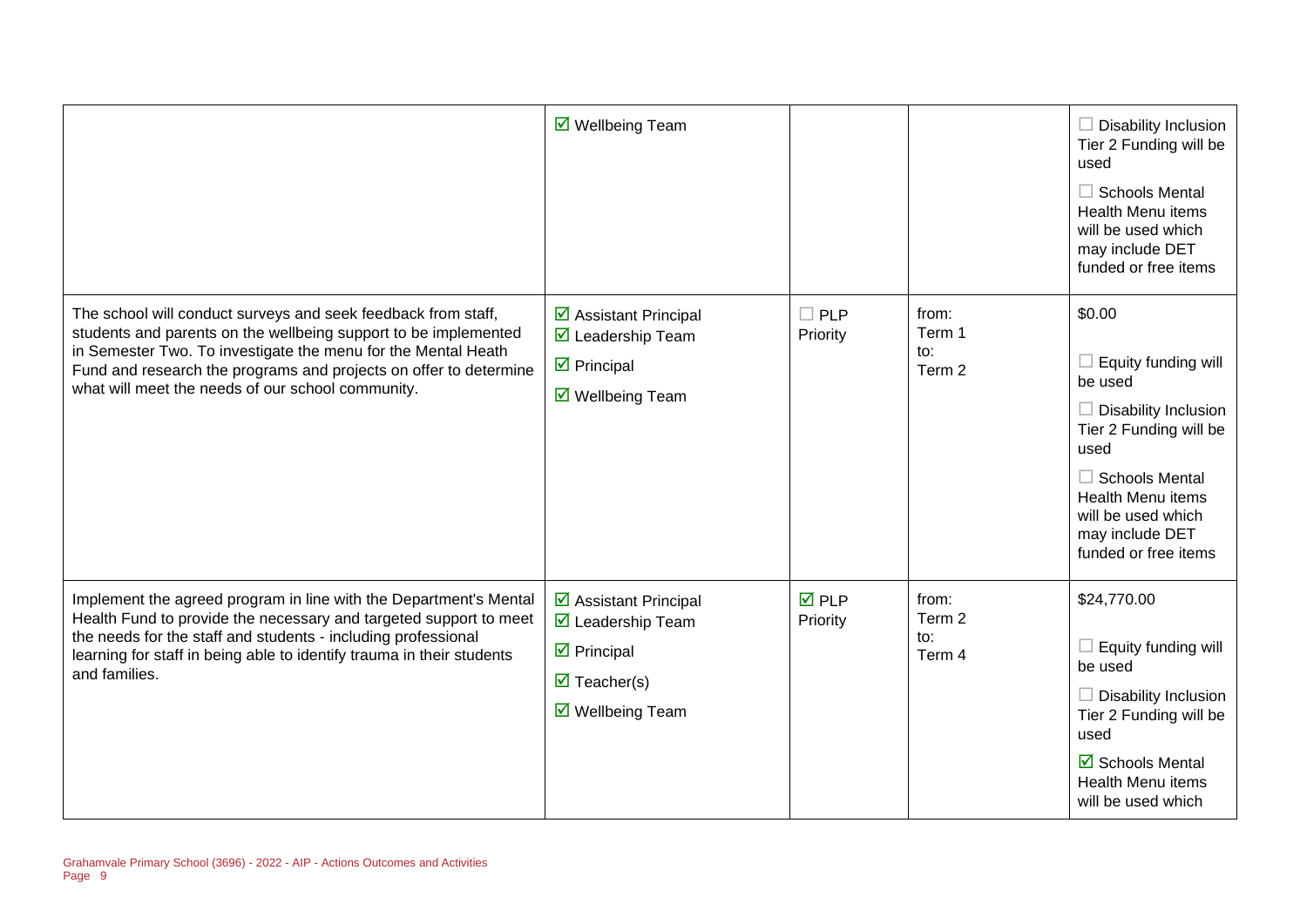| | | | | |
|---|---|---|---|---|
| | ☑ Wellbeing Team | | | ☐ Disability Inclusion Tier 2 Funding will be used<br>☐ Schools Mental Health Menu items will be used which may include DET funded or free items |
| The school will conduct surveys and seek feedback from staff, students and parents on the wellbeing support to be implemented in Semester Two. To investigate the menu for the Mental Heath Fund and research the programs and projects on offer to determine what will meet the needs of our school community. | ☑ Assistant Principal<br>☑ Leadership Team<br>☑ Principal<br>☑ Wellbeing Team | ☐ PLP Priority | from:<br>Term 1<br>to:<br>Term 2 | $0.00<br>☐ Equity funding will be used<br>☐ Disability Inclusion Tier 2 Funding will be used<br>☐ Schools Mental Health Menu items will be used which may include DET funded or free items |
| Implement the agreed program in line with the Department's Mental Health Fund to provide the necessary and targeted support to meet the needs for the staff and students - including professional learning for staff in being able to identify trauma in their students and families. | ☑ Assistant Principal<br>☑ Leadership Team<br>☑ Principal<br>☑ Teacher(s)<br>☑ Wellbeing Team | ☑ PLP Priority | from:<br>Term 2<br>to:<br>Term 4 | $24,770.00<br>☐ Equity funding will be used<br>☐ Disability Inclusion Tier 2 Funding will be used<br>☑ Schools Mental Health Menu items will be used which |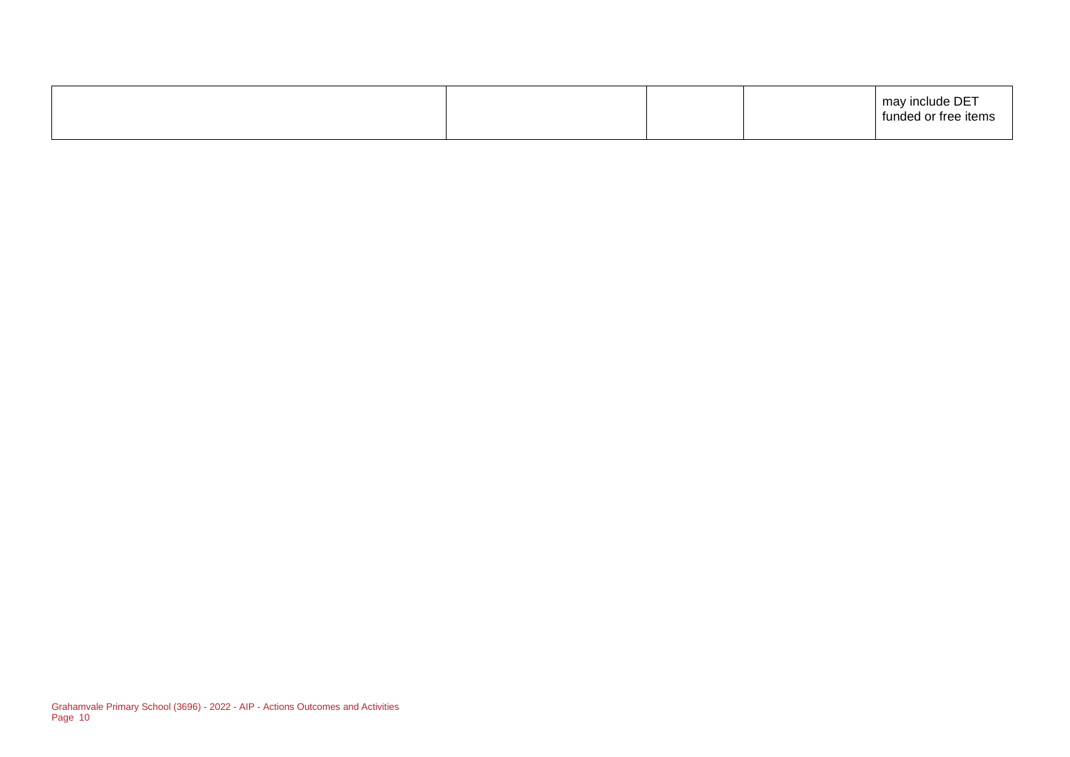|  |  |  |  | may include DET funded or free items |
| --- | --- | --- | --- | --- |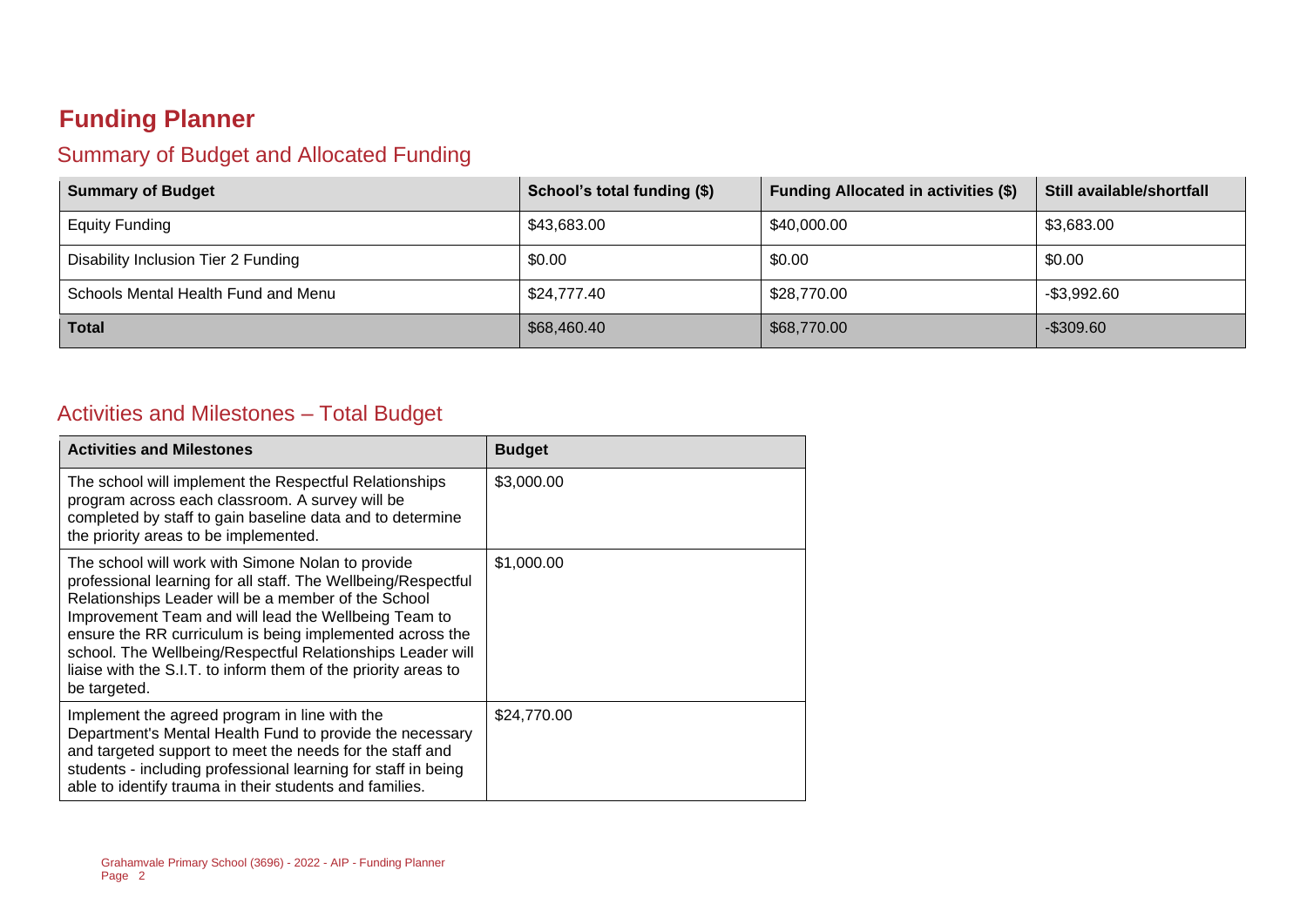# Funding Planner

## Summary of Budget and Allocated Funding

| Summary of Budget | School's total funding ($) | Funding Allocated in activities ($) | Still available/shortfall |
| --- | --- | --- | --- |
| Equity Funding | $43,683.00 | $40,000.00 | $3,683.00 |
| Disability Inclusion Tier 2 Funding | $0.00 | $0.00 | $0.00 |
| Schools Mental Health Fund and Menu | $24,777.40 | $28,770.00 | -$3,992.60 |
| **Total** | $68,460.40 | $68,770.00 | -$309.60 |

## Activities and Milestones – Total Budget

| Activities and Milestones | Budget |
| --- | --- |
| The school will implement the Respectful Relationships program across each classroom. A survey will be completed by staff to gain baseline data and to determine the priority areas to be implemented. | $3,000.00 |
| The school will work with Simone Nolan to provide professional learning for all staff. The Wellbeing/Respectful Relationships Leader will be a member of the School Improvement Team and will lead the Wellbeing Team to ensure the RR curriculum is being implemented across the school. The Wellbeing/Respectful Relationships Leader will liaise with the S.I.T. to inform them of the priority areas to be targeted. | $1,000.00 |
| Implement the agreed program in line with the Department's Mental Health Fund to provide the necessary and targeted support to meet the needs for the staff and students - including professional learning for staff in being able to identify trauma in their students and families. | $24,770.00 |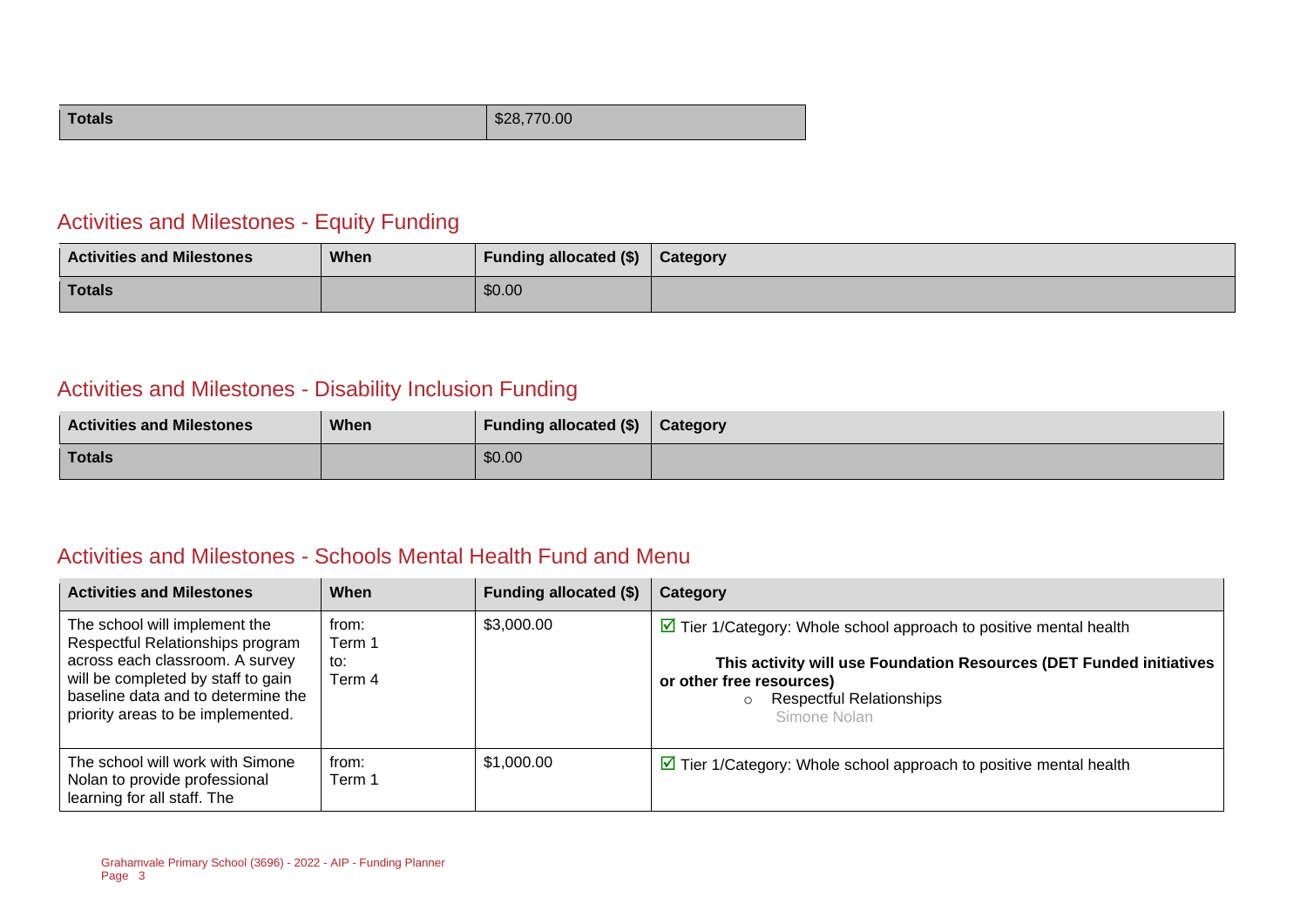| Totals | $28,770.00 |
|---|---|

## Activities and Milestones - Equity Funding

| Activities and Milestones | When | Funding allocated ($) | Category |
|---|---|---|---|
| **Totals** | | $0.00 | |

## Activities and Milestones - Disability Inclusion Funding

| Activities and Milestones | When | Funding allocated ($) | Category |
|---|---|---|---|
| **Totals** | | $0.00 | |

## Activities and Milestones - Schools Mental Health Fund and Menu

| Activities and Milestones | When | Funding allocated ($) | Category |
|---|---|---|---|
| The school will implement the Respectful Relationships program across each classroom. A survey will be completed by staff to gain baseline data and to determine the priority areas to be implemented. | from: Term 1 to: Term 4 | $3,000.00 | ☑ Tier 1/Category: Whole school approach to positive mental health<br><br>**This activity will use Foundation Resources (DET Funded initiatives or other free resources)**<br>○ Respectful Relationships<br>Simone Nolan |
| The school will work with Simone Nolan to provide professional learning for all staff. The | from: Term 1 | $1,000.00 | ☑ Tier 1/Category: Whole school approach to positive mental health |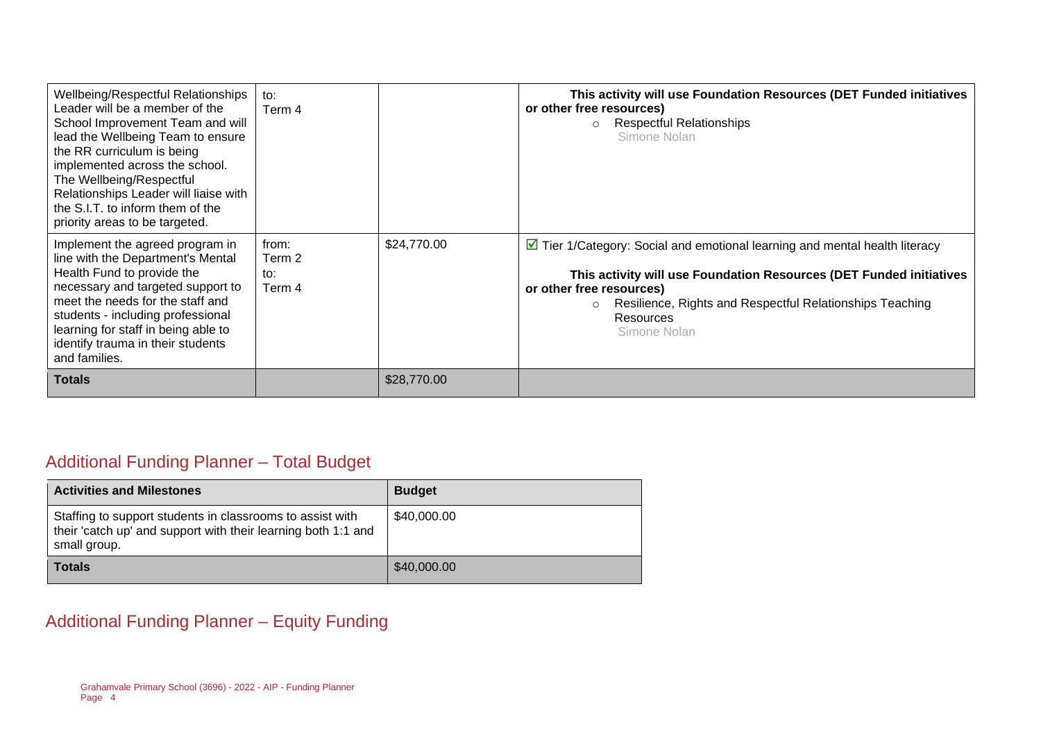| | | | |
|---|---|---|---|
| Wellbeing/Respectful Relationships Leader will be a member of the School Improvement Team and will lead the Wellbeing Team to ensure the RR curriculum is being implemented across the school. The Wellbeing/Respectful Relationships Leader will liaise with the S.I.T. to inform them of the priority areas to be targeted. | to:<br>Term 4 | | **This activity will use Foundation Resources (DET Funded initiatives or other free resources)**<br>◦ Respectful Relationships<br>Simone Nolan |
| Implement the agreed program in line with the Department's Mental Health Fund to provide the necessary and targeted support to meet the needs for the staff and students - including professional learning for staff in being able to identify trauma in their students and families. | from:<br>Term 2<br>to:<br>Term 4 | $24,770.00 | ☑ Tier 1/Category: Social and emotional learning and mental health literacy<br>**This activity will use Foundation Resources (DET Funded initiatives or other free resources)**<br>◦ Resilience, Rights and Respectful Relationships Teaching Resources<br>Simone Nolan |
| **Totals** | | $28,770.00 | |

## Additional Funding Planner – Total Budget

| Activities and Milestones | Budget |
|---|---|
| Staffing to support students in classrooms to assist with their 'catch up' and support with their learning both 1:1 and small group. | $40,000.00 |
| **Totals** | $40,000.00 |

## Additional Funding Planner – Equity Funding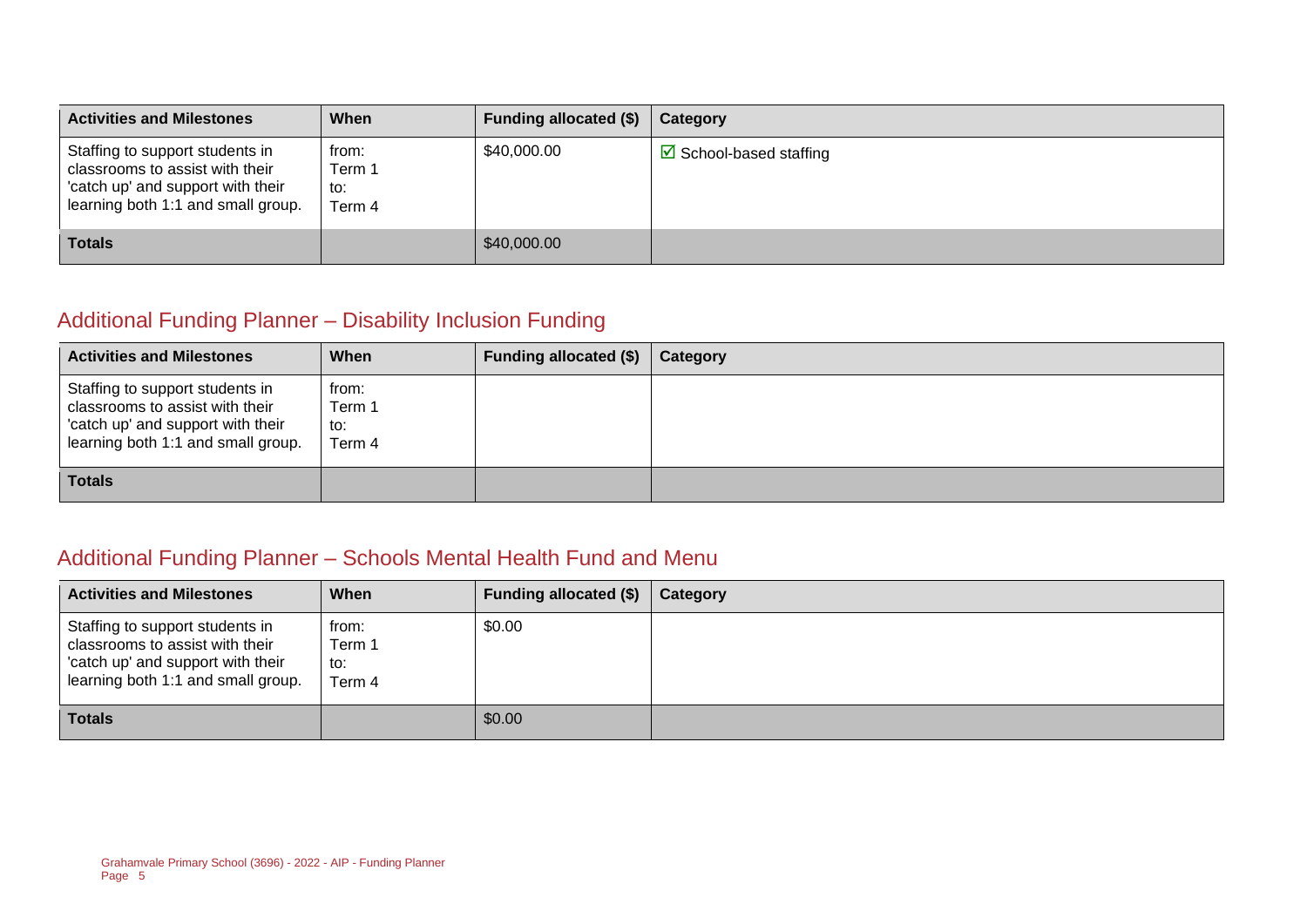| Activities and Milestones | When | Funding allocated ($) | Category |
|---|---|---|---|
| Staffing to support students in classrooms to assist with their 'catch up' and support with their learning both 1:1 and small group. | from: Term 1 to: Term 4 | $40,000.00 | ☑ School-based staffing |
| **Totals** | | $40,000.00 | |

## Additional Funding Planner – Disability Inclusion Funding

| Activities and Milestones | When | Funding allocated ($) | Category |
|---|---|---|---|
| Staffing to support students in classrooms to assist with their 'catch up' and support with their learning both 1:1 and small group. | from: Term 1 to: Term 4 | | |
| **Totals** | | | |

## Additional Funding Planner – Schools Mental Health Fund and Menu

| Activities and Milestones | When | Funding allocated ($) | Category |
|---|---|---|---|
| Staffing to support students in classrooms to assist with their 'catch up' and support with their learning both 1:1 and small group. | from: Term 1 to: Term 4 | $0.00 | |
| **Totals** | | $0.00 | |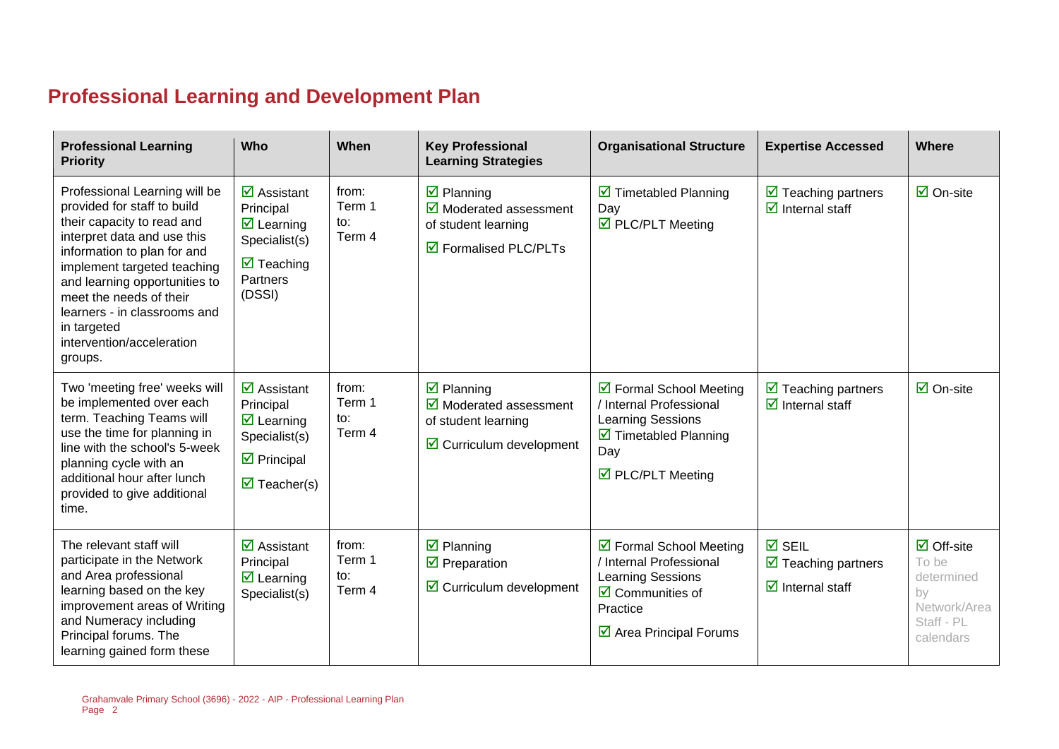## Professional Learning and Development Plan

| Professional Learning Priority | Who | When | Key Professional Learning Strategies | Organisational Structure | Expertise Accessed | Where |
|---|---|---|---|---|---|---|
| Professional Learning will be provided for staff to build their capacity to read and interpret data and use this information to plan for and implement targeted teaching and learning opportunities to meet the needs of their learners - in classrooms and in targeted intervention/acceleration groups. | ☑ Assistant Principal<br>☑ Learning Specialist(s)<br>☑ Teaching Partners (DSSI) | from: Term 1 to: Term 4 | ☑ Planning<br>☑ Moderated assessment of student learning<br>☑ Formalised PLC/PLTs | ☑ Timetabled Planning Day<br>☑ PLC/PLT Meeting | ☑ Teaching partners<br>☑ Internal staff | ☑ On-site |
| Two 'meeting free' weeks will be implemented over each term. Teaching Teams will use the time for planning in line with the school's 5-week planning cycle with an additional hour after lunch provided to give additional time. | ☑ Assistant Principal<br>☑ Learning Specialist(s)<br>☑ Principal<br>☑ Teacher(s) | from: Term 1 to: Term 4 | ☑ Planning<br>☑ Moderated assessment of student learning<br>☑ Curriculum development | ☑ Formal School Meeting / Internal Professional Learning Sessions<br>☑ Timetabled Planning Day<br>☑ PLC/PLT Meeting | ☑ Teaching partners<br>☑ Internal staff | ☑ On-site |
| The relevant staff will participate in the Network and Area professional learning based on the key improvement areas of Writing and Numeracy including Principal forums. The learning gained form these | ☑ Assistant Principal<br>☑ Learning Specialist(s) | from: Term 1 to: Term 4 | ☑ Planning<br>☑ Preparation<br>☑ Curriculum development | ☑ Formal School Meeting / Internal Professional Learning Sessions<br>☑ Communities of Practice<br>☑ Area Principal Forums | ☑ SEIL<br>☑ Teaching partners<br>☑ Internal staff | ☑ Off-site To be determined by Network/Area Staff - PL calendars |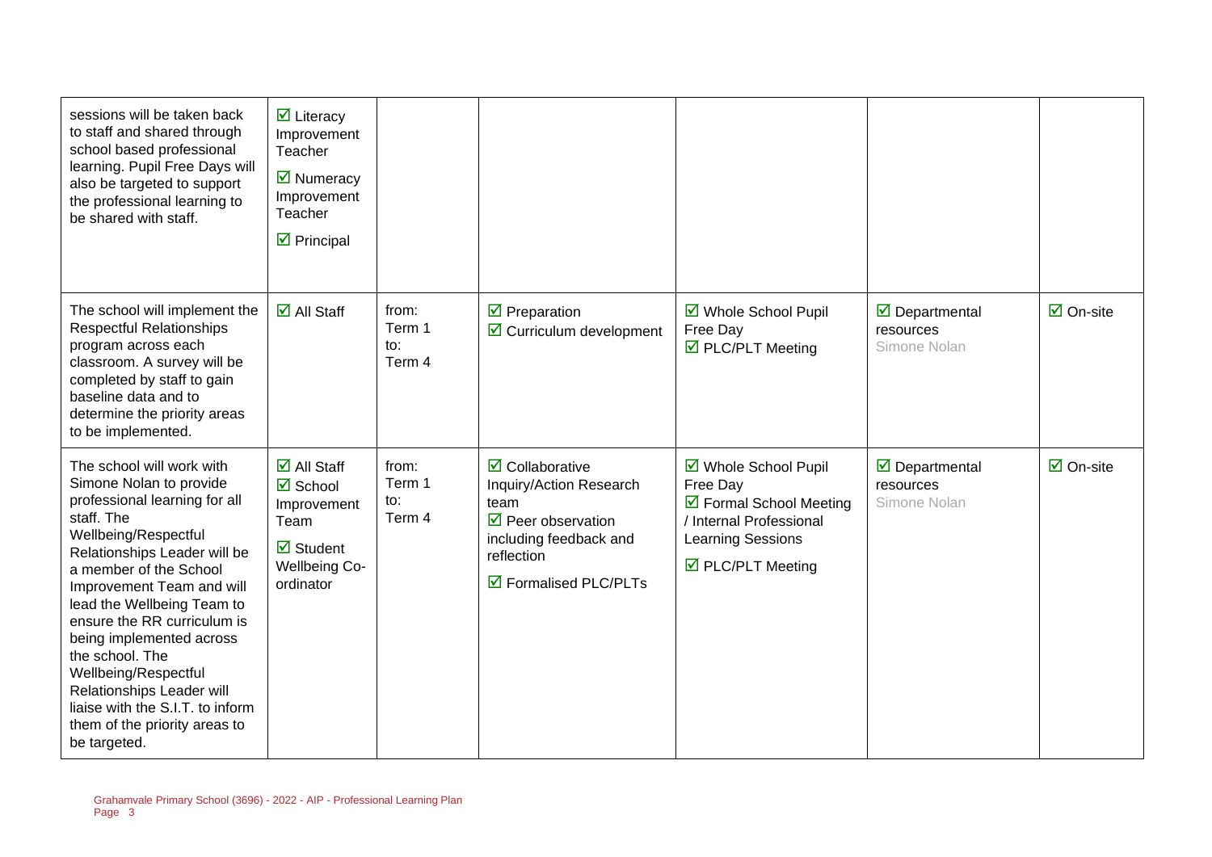| | | | | | | |
|---|---|---|---|---|---|---|
| sessions will be taken back to staff and shared through school based professional learning. Pupil Free Days will also be targeted to support the professional learning to be shared with staff. | ☑ Literacy Improvement Teacher<br>☑ Numeracy Improvement Teacher<br>☑ Principal | | | | | |
| The school will implement the Respectful Relationships program across each classroom. A survey will be completed by staff to gain baseline data and to determine the priority areas to be implemented. | ☑ All Staff | from: Term 1 to: Term 4 | ☑ Preparation<br>☑ Curriculum development | ☑ Whole School Pupil Free Day<br>☑ PLC/PLT Meeting | ☑ Departmental resources Simone Nolan | ☑ On-site |
| The school will work with Simone Nolan to provide professional learning for all staff. The Wellbeing/Respectful Relationships Leader will be a member of the School Improvement Team and will lead the Wellbeing Team to ensure the RR curriculum is being implemented across the school. The Wellbeing/Respectful Relationships Leader will liaise with the S.I.T. to inform them of the priority areas to be targeted. | ☑ All Staff<br>☑ School Improvement Team<br>☑ Student Wellbeing Co-ordinator | from: Term 1 to: Term 4 | ☑ Collaborative Inquiry/Action Research team<br>☑ Peer observation including feedback and reflection<br>☑ Formalised PLC/PLTs | ☑ Whole School Pupil Free Day<br>☑ Formal School Meeting / Internal Professional Learning Sessions<br>☑ PLC/PLT Meeting | ☑ Departmental resources Simone Nolan | ☑ On-site |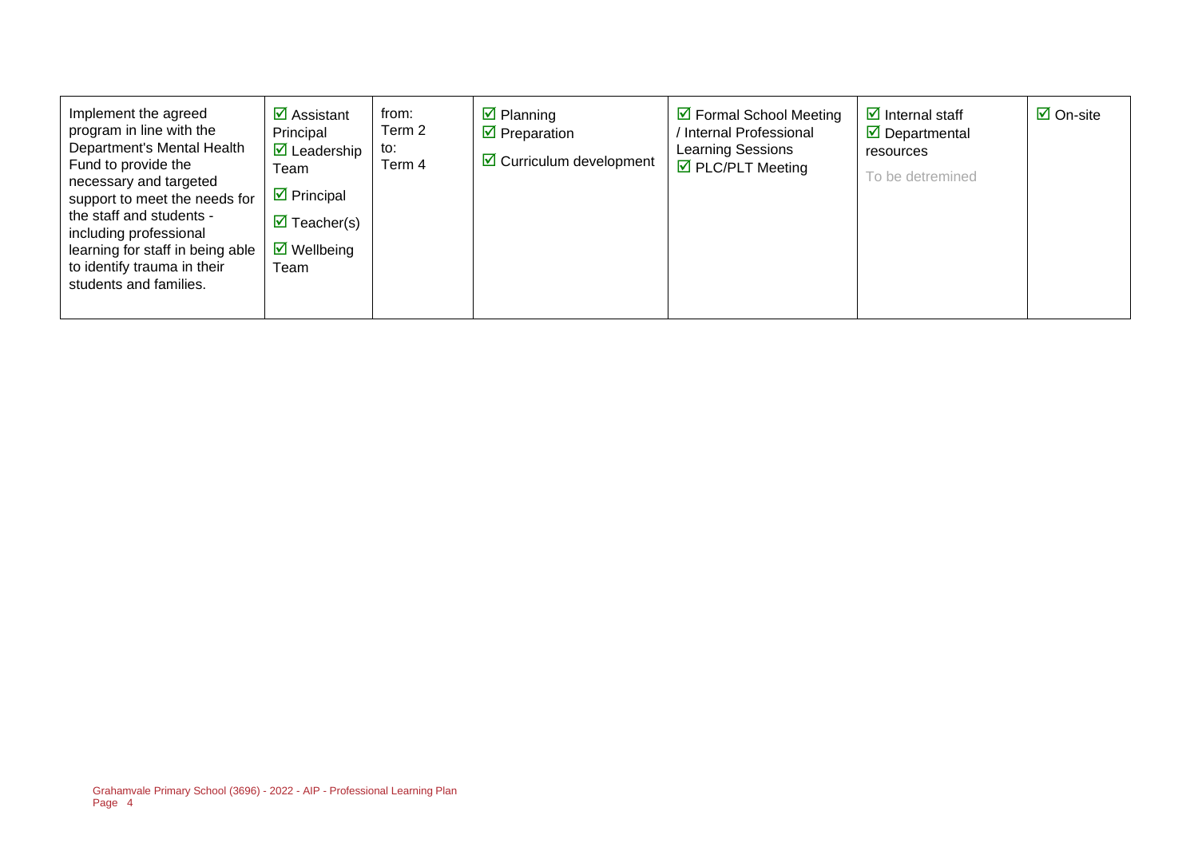| | | | | | | |
|---|---|---|---|---|---|---|
| Implement the agreed program in line with the Department's Mental Health Fund to provide the necessary and targeted support to meet the needs for the staff and students - including professional learning for staff in being able to identify trauma in their students and families. | ☑ Assistant Principal<br>☑ Leadership Team<br>☑ Principal<br>☑ Teacher(s)<br>☑ Wellbeing Team | from:<br>Term 2<br>to:<br>Term 4 | ☑ Planning<br>☑ Preparation<br>☑ Curriculum development | ☑ Formal School Meeting / Internal Professional Learning Sessions<br>☑ PLC/PLT Meeting | ☑ Internal staff<br>☑ Departmental resources<br>To be detremined | ☑ On-site |